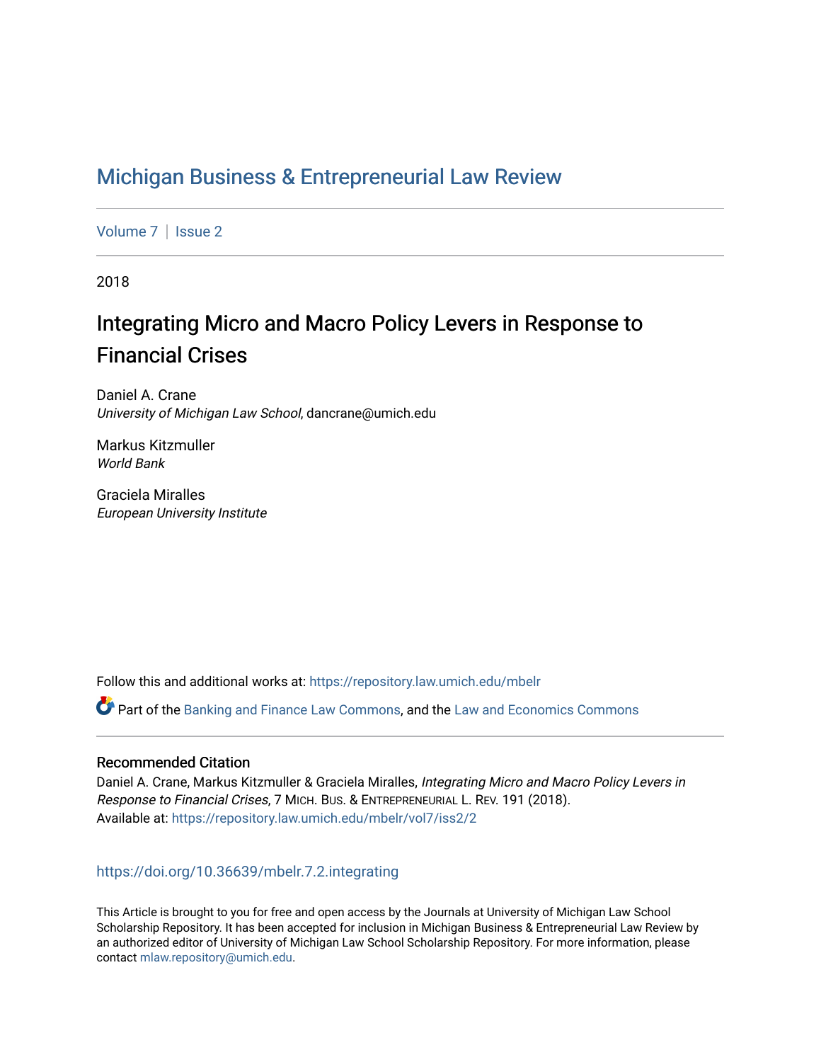# Michigan Business & Entrepreneurial Law Review

Volume 7 | Issue 2

2018

## Integrating Micro and Macro Policy Levers in Response to Financial Crises

Daniel A. Crane
*University of Michigan Law School*, dancrane@umich.edu

Markus Kitzmuller
*World Bank*

Graciela Miralles
*European University Institute*

Follow this and additional works at: https://repository.law.umich.edu/mbelr

Part of the Banking and Finance Law Commons, and the Law and Economics Commons

### Recommended Citation

Daniel A. Crane, Markus Kitzmuller & Graciela Miralles, *Integrating Micro and Macro Policy Levers in Response to Financial Crises*, 7 MICH. BUS. & ENTREPRENEURIAL L. REV. 191 (2018).
Available at: https://repository.law.umich.edu/mbelr/vol7/iss2/2

https://doi.org/10.36639/mbelr.7.2.integrating

This Article is brought to you for free and open access by the Journals at University of Michigan Law School Scholarship Repository. It has been accepted for inclusion in Michigan Business & Entrepreneurial Law Review by an authorized editor of University of Michigan Law School Scholarship Repository. For more information, please contact mlaw.repository@umich.edu.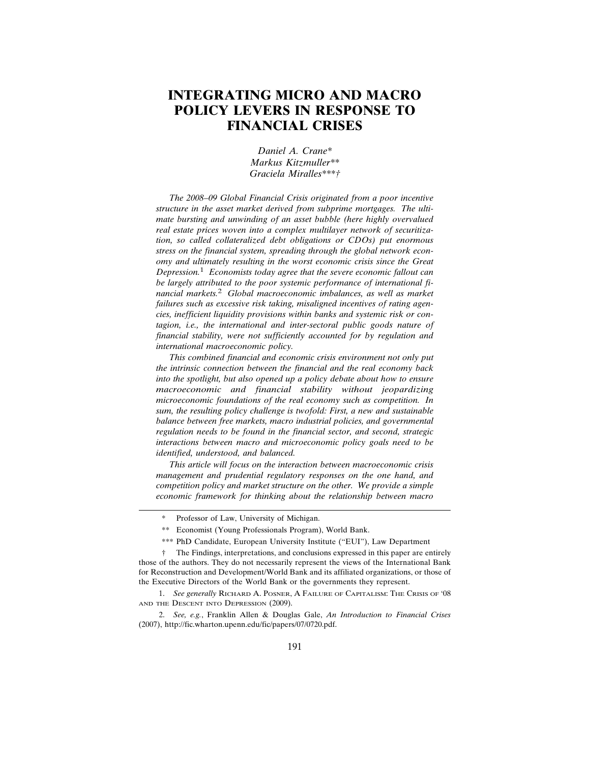# INTEGRATING MICRO AND MACRO POLICY LEVERS IN RESPONSE TO FINANCIAL CRISES

*Daniel A. Crane\**
*Markus Kitzmuller\*\**
*Graciela Miralles\*\*\*†*

*The 2008–09 Global Financial Crisis originated from a poor incentive structure in the asset market derived from subprime mortgages. The ultimate bursting and unwinding of an asset bubble (here highly overvalued real estate prices woven into a complex multilayer network of securitization, so called collateralized debt obligations or CDOs) put enormous stress on the financial system, spreading through the global network economy and ultimately resulting in the worst economic crisis since the Great Depression.*[1] *Economists today agree that the severe economic fallout can be largely attributed to the poor systemic performance of international financial markets.*[2] *Global macroeconomic imbalances, as well as market failures such as excessive risk taking, misaligned incentives of rating agencies, inefficient liquidity provisions within banks and systemic risk or contagion, i.e., the international and inter-sectoral public goods nature of financial stability, were not sufficiently accounted for by regulation and international macroeconomic policy.*

*This combined financial and economic crisis environment not only put the intrinsic connection between the financial and the real economy back into the spotlight, but also opened up a policy debate about how to ensure macroeconomic and financial stability without jeopardizing microeconomic foundations of the real economy such as competition. In sum, the resulting policy challenge is twofold: First, a new and sustainable balance between free markets, macro industrial policies, and governmental regulation needs to be found in the financial sector, and second, strategic interactions between macro and microeconomic policy goals need to be identified, understood, and balanced.*

*This article will focus on the interaction between macroeconomic crisis management and prudential regulatory responses on the one hand, and competition policy and market structure on the other. We provide a simple economic framework for thinking about the relationship between macro*

---

\* Professor of Law, University of Michigan.

\*\* Economist (Young Professionals Program), World Bank.

\*\*\* PhD Candidate, European University Institute ("EUI"), Law Department

† The Findings, interpretations, and conclusions expressed in this paper are entirely those of the authors. They do not necessarily represent the views of the International Bank for Reconstruction and Development/World Bank and its affiliated organizations, or those of the Executive Directors of the World Bank or the governments they represent.

1. *See generally* RICHARD A. POSNER, A FAILURE OF CAPITALISM: THE CRISIS OF '08 AND THE DESCENT INTO DEPRESSION (2009).

2. *See, e.g.*, Franklin Allen & Douglas Gale, *An Introduction to Financial Crises* (2007), http://fic.wharton.upenn.edu/fic/papers/07/0720.pdf.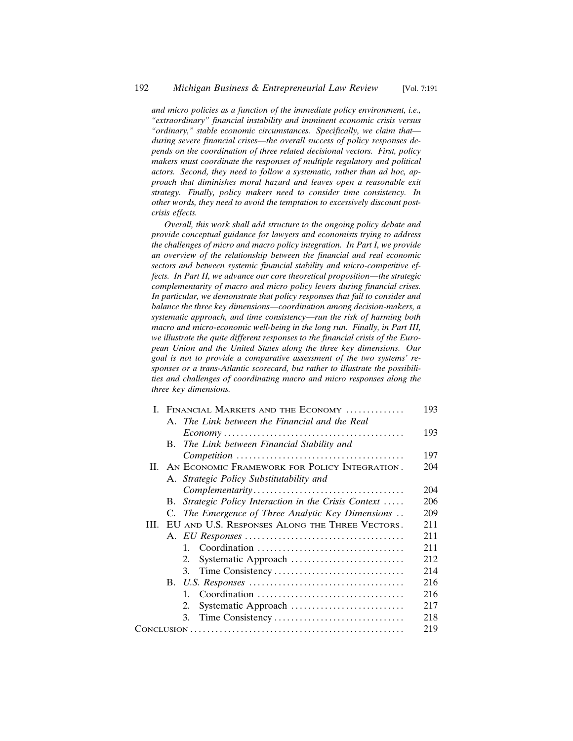*and micro policies as a function of the immediate policy environment, i.e., "extraordinary" financial instability and imminent economic crisis versus "ordinary," stable economic circumstances. Specifically, we claim that—during severe financial crises—the overall success of policy responses depends on the coordination of three related decisional vectors. First, policy makers must coordinate the responses of multiple regulatory and political actors. Second, they need to follow a systematic, rather than ad hoc, approach that diminishes moral hazard and leaves open a reasonable exit strategy. Finally, policy makers need to consider time consistency. In other words, they need to avoid the temptation to excessively discount post-crisis effects.*

*Overall, this work shall add structure to the ongoing policy debate and provide conceptual guidance for lawyers and economists trying to address the challenges of micro and macro policy integration. In Part I, we provide an overview of the relationship between the financial and real economic sectors and between systemic financial stability and micro-competitive effects. In Part II, we advance our core theoretical proposition—the strategic complementarity of macro and micro policy levers during financial crises. In particular, we demonstrate that policy responses that fail to consider and balance the three key dimensions—coordination among decision-makers, a systematic approach, and time consistency—run the risk of harming both macro and micro-economic well-being in the long run. Finally, in Part III, we illustrate the quite different responses to the financial crisis of the European Union and the United States along the three key dimensions. Our goal is not to provide a comparative assessment of the two systems' responses or a trans-Atlantic scorecard, but rather to illustrate the possibilities and challenges of coordinating macro and micro responses along the three key dimensions.*

| | |
|---|---|
| I. Financial Markets and the Economy | 193 |
| A. *The Link between the Financial and the Real Economy* | 193 |
| B. *The Link between Financial Stability and Competition* | 197 |
| II. An Economic Framework for Policy Integration | 204 |
| A. *Strategic Policy Substitutability and Complementarity* | 204 |
| B. *Strategic Policy Interaction in the Crisis Context* | 206 |
| C. *The Emergence of Three Analytic Key Dimensions* | 209 |
| III. EU and U.S. Responses Along the Three Vectors | 211 |
| A. *EU Responses* | 211 |
| 1. Coordination | 211 |
| 2. Systematic Approach | 212 |
| 3. Time Consistency | 214 |
| B. *U.S. Responses* | 216 |
| 1. Coordination | 216 |
| 2. Systematic Approach | 217 |
| 3. Time Consistency | 218 |
| Conclusion | 219 |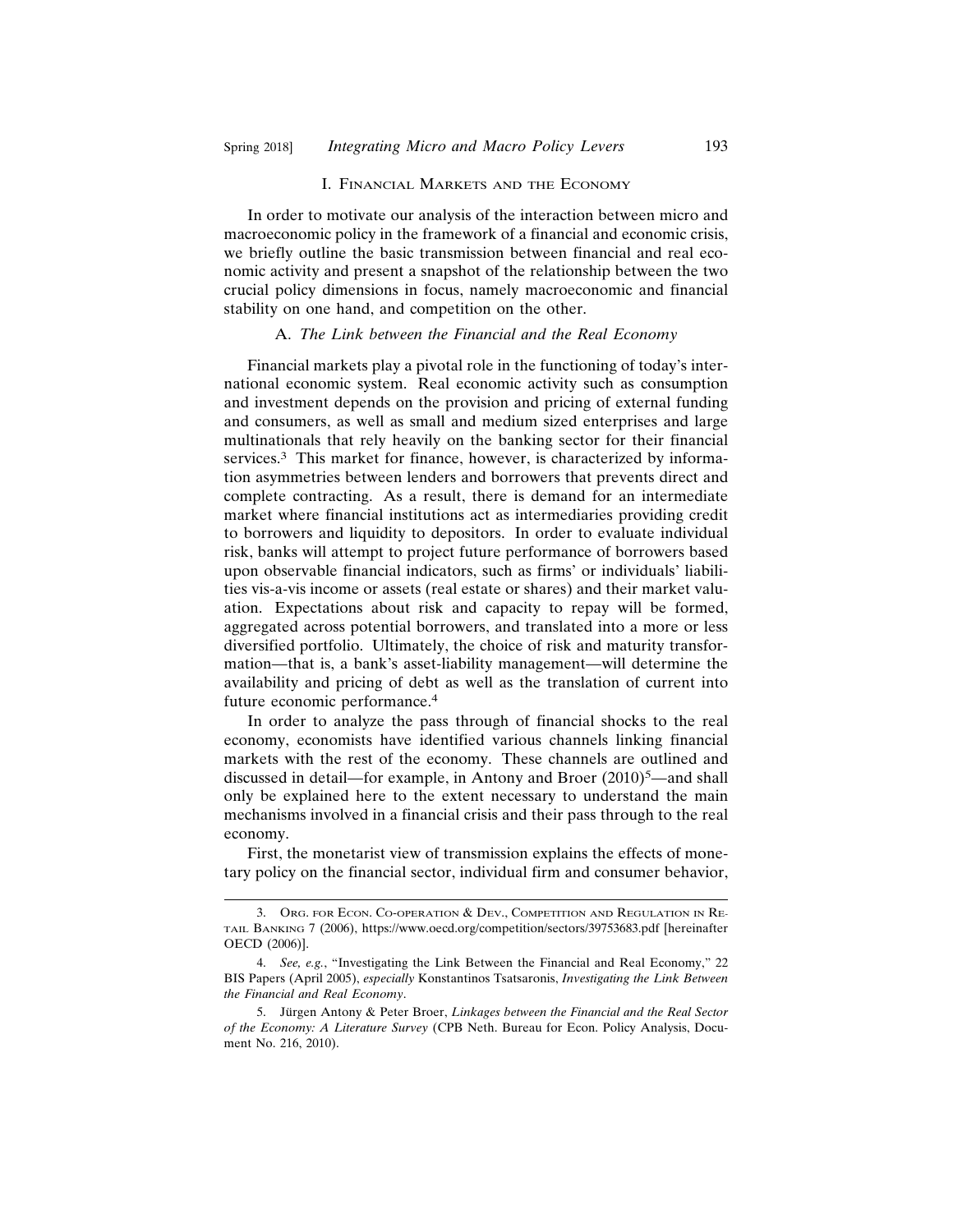## I. Financial Markets and the Economy

In order to motivate our analysis of the interaction between micro and macroeconomic policy in the framework of a financial and economic crisis, we briefly outline the basic transmission between financial and real economic activity and present a snapshot of the relationship between the two crucial policy dimensions in focus, namely macroeconomic and financial stability on one hand, and competition on the other.

### A. *The Link between the Financial and the Real Economy*

Financial markets play a pivotal role in the functioning of today's international economic system. Real economic activity such as consumption and investment depends on the provision and pricing of external funding and consumers, as well as small and medium sized enterprises and large multinationals that rely heavily on the banking sector for their financial services.[3] This market for finance, however, is characterized by information asymmetries between lenders and borrowers that prevents direct and complete contracting. As a result, there is demand for an intermediate market where financial institutions act as intermediaries providing credit to borrowers and liquidity to depositors. In order to evaluate individual risk, banks will attempt to project future performance of borrowers based upon observable financial indicators, such as firms' or individuals' liabilities vis-a-vis income or assets (real estate or shares) and their market valuation. Expectations about risk and capacity to repay will be formed, aggregated across potential borrowers, and translated into a more or less diversified portfolio. Ultimately, the choice of risk and maturity transformation—that is, a bank's asset-liability management—will determine the availability and pricing of debt as well as the translation of current into future economic performance.[4]

In order to analyze the pass through of financial shocks to the real economy, economists have identified various channels linking financial markets with the rest of the economy. These channels are outlined and discussed in detail—for example, in Antony and Broer (2010)[5]—and shall only be explained here to the extent necessary to understand the main mechanisms involved in a financial crisis and their pass through to the real economy.

First, the monetarist view of transmission explains the effects of monetary policy on the financial sector, individual firm and consumer behavior,

---

3. Org. for Econ. Co-operation & Dev., Competition and Regulation in Retail Banking 7 (2006), https://www.oecd.org/competition/sectors/39753683.pdf [hereinafter OECD (2006)].

4. *See, e.g.*, "Investigating the Link Between the Financial and Real Economy," 22 BIS Papers (April 2005), *especially* Konstantinos Tsatsaronis, *Investigating the Link Between the Financial and Real Economy*.

5. Jürgen Antony & Peter Broer, *Linkages between the Financial and the Real Sector of the Economy: A Literature Survey* (CPB Neth. Bureau for Econ. Policy Analysis, Document No. 216, 2010).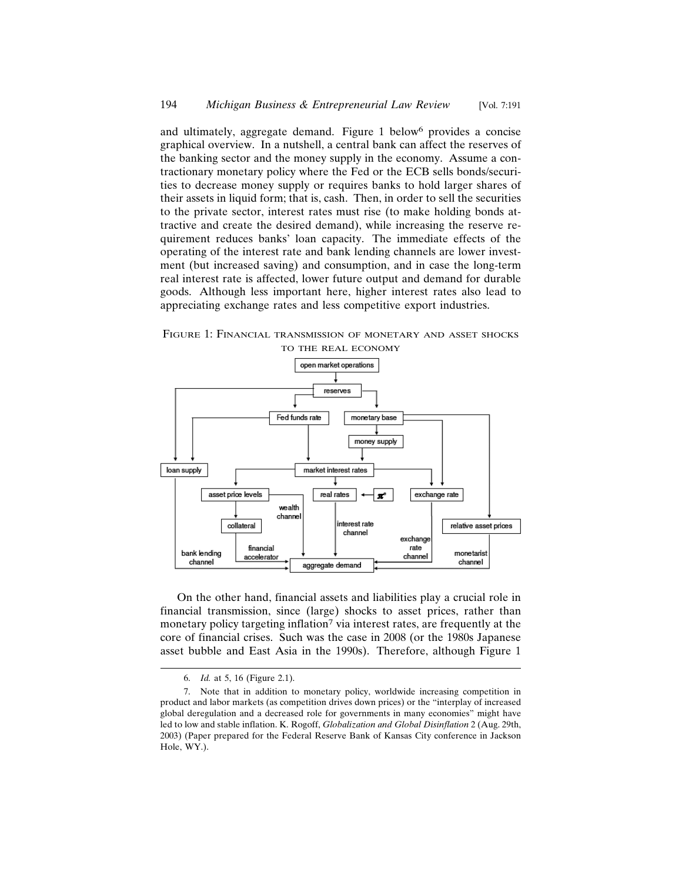and ultimately, aggregate demand. Figure 1 below[6] provides a concise graphical overview. In a nutshell, a central bank can affect the reserves of the banking sector and the money supply in the economy. Assume a contractionary monetary policy where the Fed or the ECB sells bonds/securities to decrease money supply or requires banks to hold larger shares of their assets in liquid form; that is, cash. Then, in order to sell the securities to the private sector, interest rates must rise (to make holding bonds attractive and create the desired demand), while increasing the reserve requirement reduces banks' loan capacity. The immediate effects of the operating of the interest rate and bank lending channels are lower investment (but increased saving) and consumption, and in case the long-term real interest rate is affected, lower future output and demand for durable goods. Although less important here, higher interest rates also lead to appreciating exchange rates and less competitive export industries.

FIGURE 1: FINANCIAL TRANSMISSION OF MONETARY AND ASSET SHOCKS TO THE REAL ECONOMY

On the other hand, financial assets and liabilities play a crucial role in financial transmission, since (large) shocks to asset prices, rather than monetary policy targeting inflation[7] via interest rates, are frequently at the core of financial crises. Such was the case in 2008 (or the 1980s Japanese asset bubble and East Asia in the 1990s). Therefore, although Figure 1

6. *Id.* at 5, 16 (Figure 2.1).

7. Note that in addition to monetary policy, worldwide increasing competition in product and labor markets (as competition drives down prices) or the "interplay of increased global deregulation and a decreased role for governments in many economies" might have led to low and stable inflation. K. Rogoff, *Globalization and Global Disinflation* 2 (Aug. 29th, 2003) (Paper prepared for the Federal Reserve Bank of Kansas City conference in Jackson Hole, WY.).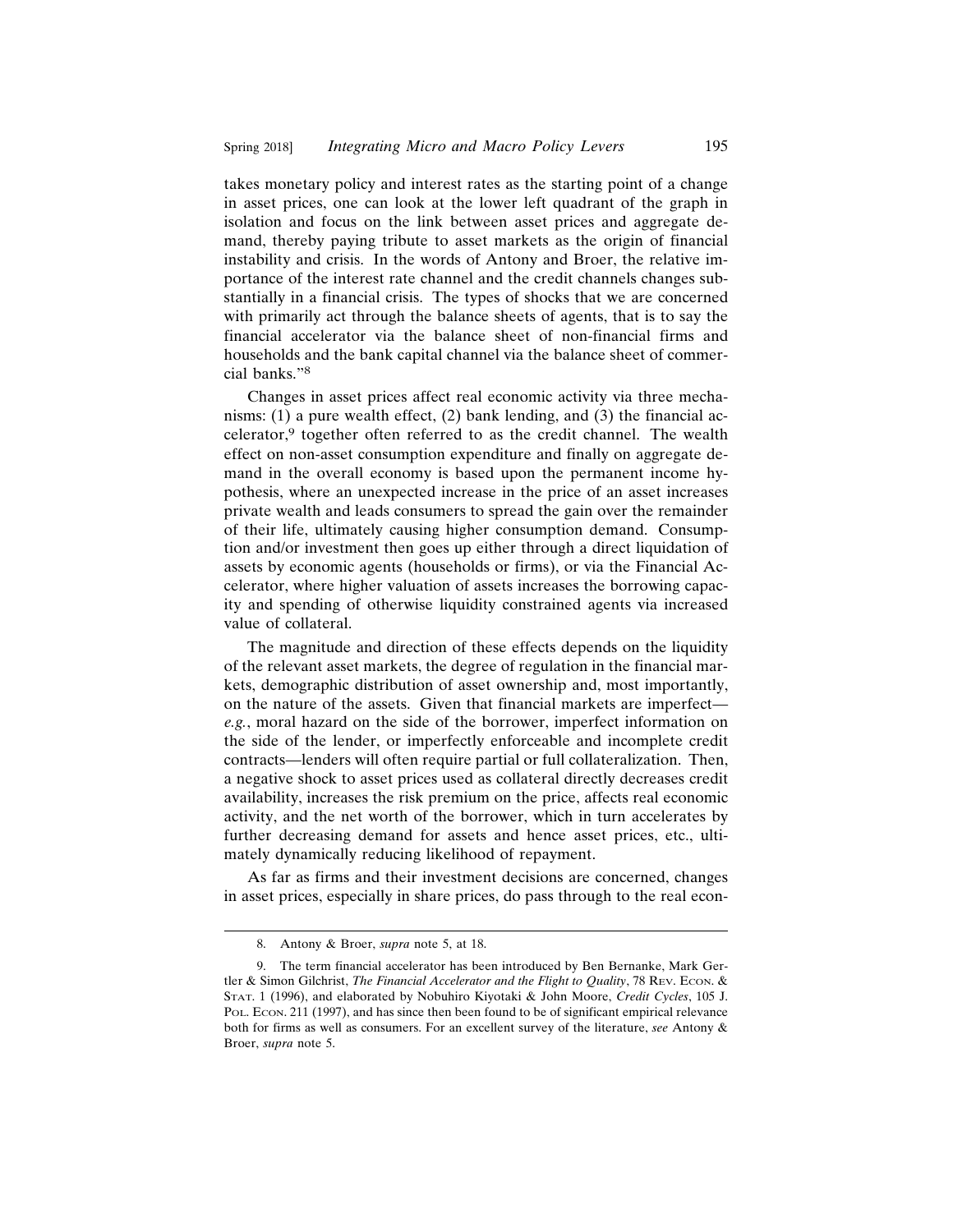takes monetary policy and interest rates as the starting point of a change in asset prices, one can look at the lower left quadrant of the graph in isolation and focus on the link between asset prices and aggregate demand, thereby paying tribute to asset markets as the origin of financial instability and crisis. In the words of Antony and Broer, the relative importance of the interest rate channel and the credit channels changes substantially in a financial crisis. The types of shocks that we are concerned with primarily act through the balance sheets of agents, that is to say the financial accelerator via the balance sheet of non-financial firms and households and the bank capital channel via the balance sheet of commercial banks."[8]

Changes in asset prices affect real economic activity via three mechanisms: (1) a pure wealth effect, (2) bank lending, and (3) the financial accelerator,[9] together often referred to as the credit channel. The wealth effect on non-asset consumption expenditure and finally on aggregate demand in the overall economy is based upon the permanent income hypothesis, where an unexpected increase in the price of an asset increases private wealth and leads consumers to spread the gain over the remainder of their life, ultimately causing higher consumption demand. Consumption and/or investment then goes up either through a direct liquidation of assets by economic agents (households or firms), or via the Financial Accelerator, where higher valuation of assets increases the borrowing capacity and spending of otherwise liquidity constrained agents via increased value of collateral.

The magnitude and direction of these effects depends on the liquidity of the relevant asset markets, the degree of regulation in the financial markets, demographic distribution of asset ownership and, most importantly, on the nature of the assets. Given that financial markets are imperfect—*e.g.*, moral hazard on the side of the borrower, imperfect information on the side of the lender, or imperfectly enforceable and incomplete credit contracts—lenders will often require partial or full collateralization. Then, a negative shock to asset prices used as collateral directly decreases credit availability, increases the risk premium on the price, affects real economic activity, and the net worth of the borrower, which in turn accelerates by further decreasing demand for assets and hence asset prices, etc., ultimately dynamically reducing likelihood of repayment.

As far as firms and their investment decisions are concerned, changes in asset prices, especially in share prices, do pass through to the real econ-

---

8. Antony & Broer, *supra* note 5, at 18.

9. The term financial accelerator has been introduced by Ben Bernanke, Mark Gertler & Simon Gilchrist, *The Financial Accelerator and the Flight to Quality*, 78 Rev. Econ. & Stat. 1 (1996), and elaborated by Nobuhiro Kiyotaki & John Moore, *Credit Cycles*, 105 J. Pol. Econ. 211 (1997), and has since then been found to be of significant empirical relevance both for firms as well as consumers. For an excellent survey of the literature, *see* Antony & Broer, *supra* note 5.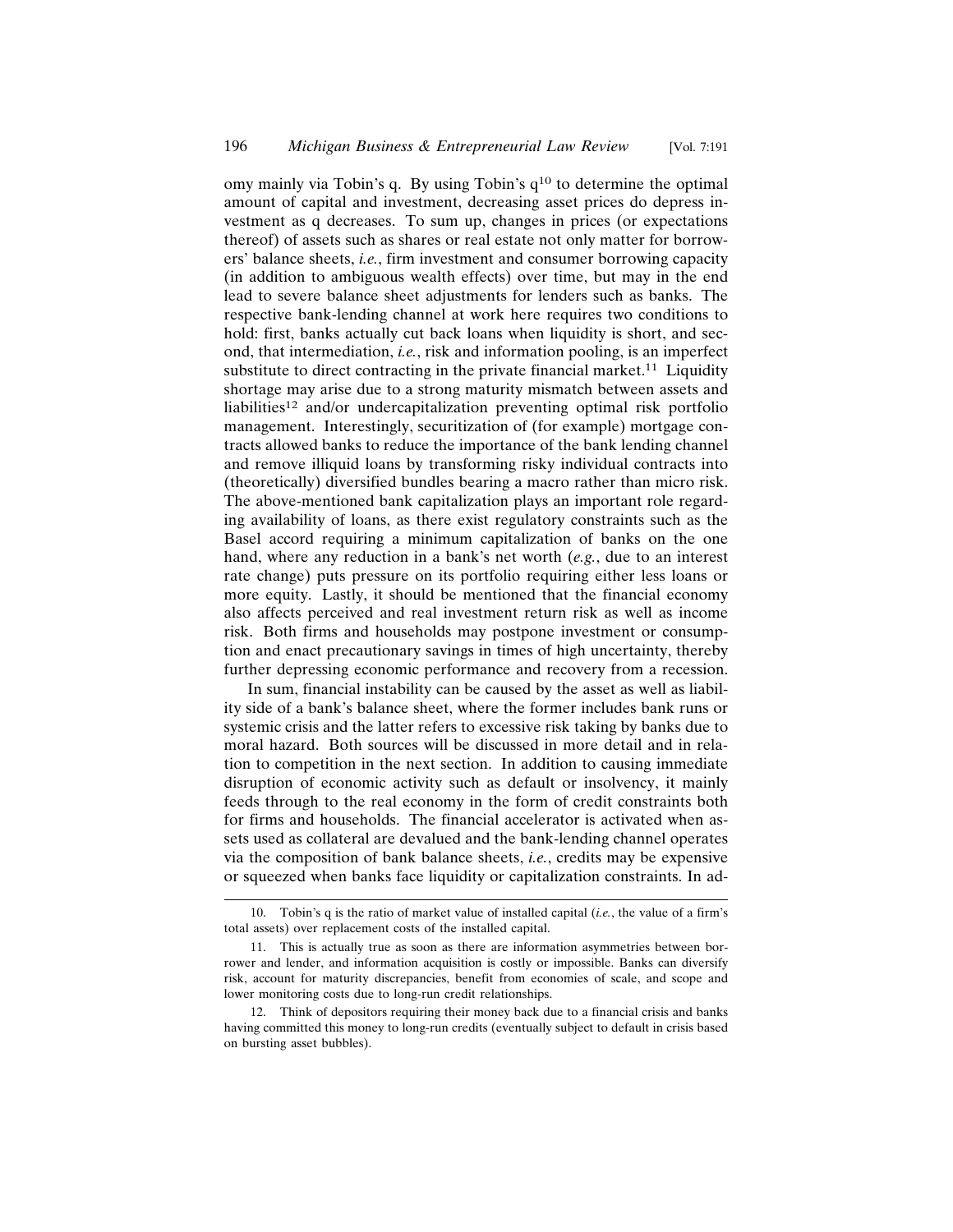omy mainly via Tobin's q. By using Tobin's q[10] to determine the optimal amount of capital and investment, decreasing asset prices do depress investment as q decreases. To sum up, changes in prices (or expectations thereof) of assets such as shares or real estate not only matter for borrowers' balance sheets, *i.e.*, firm investment and consumer borrowing capacity (in addition to ambiguous wealth effects) over time, but may in the end lead to severe balance sheet adjustments for lenders such as banks. The respective bank-lending channel at work here requires two conditions to hold: first, banks actually cut back loans when liquidity is short, and second, that intermediation, *i.e.*, risk and information pooling, is an imperfect substitute to direct contracting in the private financial market.[11] Liquidity shortage may arise due to a strong maturity mismatch between assets and liabilities[12] and/or undercapitalization preventing optimal risk portfolio management. Interestingly, securitization of (for example) mortgage contracts allowed banks to reduce the importance of the bank lending channel and remove illiquid loans by transforming risky individual contracts into (theoretically) diversified bundles bearing a macro rather than micro risk. The above-mentioned bank capitalization plays an important role regarding availability of loans, as there exist regulatory constraints such as the Basel accord requiring a minimum capitalization of banks on the one hand, where any reduction in a bank's net worth (*e.g.*, due to an interest rate change) puts pressure on its portfolio requiring either less loans or more equity. Lastly, it should be mentioned that the financial economy also affects perceived and real investment return risk as well as income risk. Both firms and households may postpone investment or consumption and enact precautionary savings in times of high uncertainty, thereby further depressing economic performance and recovery from a recession.

In sum, financial instability can be caused by the asset as well as liability side of a bank's balance sheet, where the former includes bank runs or systemic crisis and the latter refers to excessive risk taking by banks due to moral hazard. Both sources will be discussed in more detail and in relation to competition in the next section. In addition to causing immediate disruption of economic activity such as default or insolvency, it mainly feeds through to the real economy in the form of credit constraints both for firms and households. The financial accelerator is activated when assets used as collateral are devalued and the bank-lending channel operates via the composition of bank balance sheets, *i.e.*, credits may be expensive or squeezed when banks face liquidity or capitalization constraints. In ad-

10. Tobin's q is the ratio of market value of installed capital (*i.e.*, the value of a firm's total assets) over replacement costs of the installed capital.

11. This is actually true as soon as there are information asymmetries between borrower and lender, and information acquisition is costly or impossible. Banks can diversify risk, account for maturity discrepancies, benefit from economies of scale, and scope and lower monitoring costs due to long-run credit relationships.

12. Think of depositors requiring their money back due to a financial crisis and banks having committed this money to long-run credits (eventually subject to default in crisis based on bursting asset bubbles).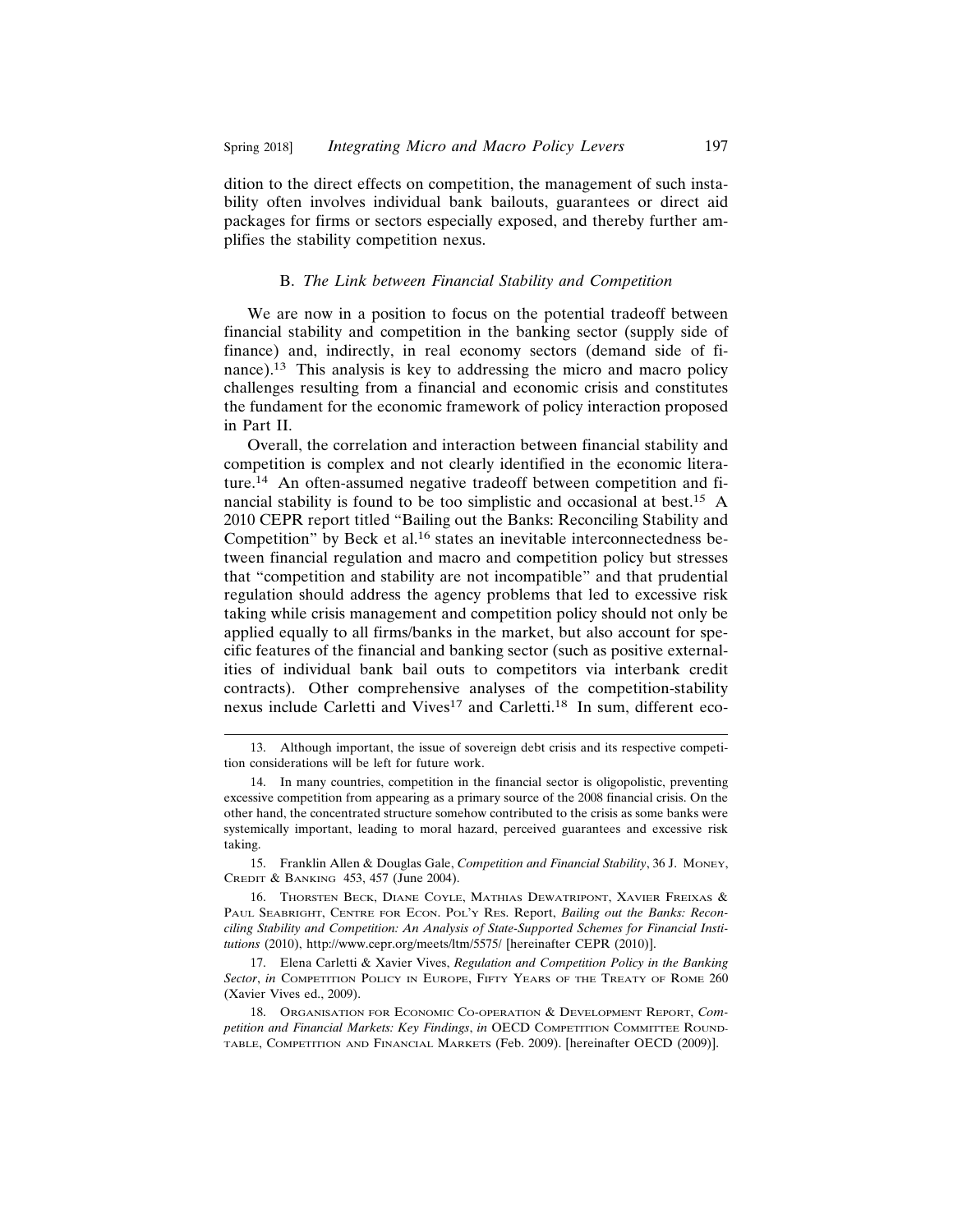dition to the direct effects on competition, the management of such instability often involves individual bank bailouts, guarantees or direct aid packages for firms or sectors especially exposed, and thereby further amplifies the stability competition nexus.

### B. *The Link between Financial Stability and Competition*

We are now in a position to focus on the potential tradeoff between financial stability and competition in the banking sector (supply side of finance) and, indirectly, in real economy sectors (demand side of finance).[13] This analysis is key to addressing the micro and macro policy challenges resulting from a financial and economic crisis and constitutes the fundament for the economic framework of policy interaction proposed in Part II.

Overall, the correlation and interaction between financial stability and competition is complex and not clearly identified in the economic literature.[14] An often-assumed negative tradeoff between competition and financial stability is found to be too simplistic and occasional at best.[15] A 2010 CEPR report titled "Bailing out the Banks: Reconciling Stability and Competition" by Beck et al.[16] states an inevitable interconnectedness between financial regulation and macro and competition policy but stresses that "competition and stability are not incompatible" and that prudential regulation should address the agency problems that led to excessive risk taking while crisis management and competition policy should not only be applied equally to all firms/banks in the market, but also account for specific features of the financial and banking sector (such as positive externalities of individual bank bail outs to competitors via interbank credit contracts). Other comprehensive analyses of the competition-stability nexus include Carletti and Vives[17] and Carletti.[18] In sum, different eco-

---

13. Although important, the issue of sovereign debt crisis and its respective competition considerations will be left for future work.

14. In many countries, competition in the financial sector is oligopolistic, preventing excessive competition from appearing as a primary source of the 2008 financial crisis. On the other hand, the concentrated structure somehow contributed to the crisis as some banks were systemically important, leading to moral hazard, perceived guarantees and excessive risk taking.

15. Franklin Allen & Douglas Gale, *Competition and Financial Stability*, 36 J. Money, Credit & Banking 453, 457 (June 2004).

16. Thorsten Beck, Diane Coyle, Mathias Dewatripont, Xavier Freixas & Paul Seabright, Centre for Econ. Pol'y Res. Report, *Bailing out the Banks: Reconciling Stability and Competition: An Analysis of State-Supported Schemes for Financial Institutions* (2010), http://www.cepr.org/meets/ltm/5575/ [hereinafter CEPR (2010)].

17. Elena Carletti & Xavier Vives, *Regulation and Competition Policy in the Banking Sector*, *in* Competition Policy in Europe, Fifty Years of the Treaty of Rome 260 (Xavier Vives ed., 2009).

18. Organisation for Economic Co-operation & Development Report, *Competition and Financial Markets: Key Findings*, *in* OECD Competition Committee Roundtable, Competition and Financial Markets (Feb. 2009). [hereinafter OECD (2009)].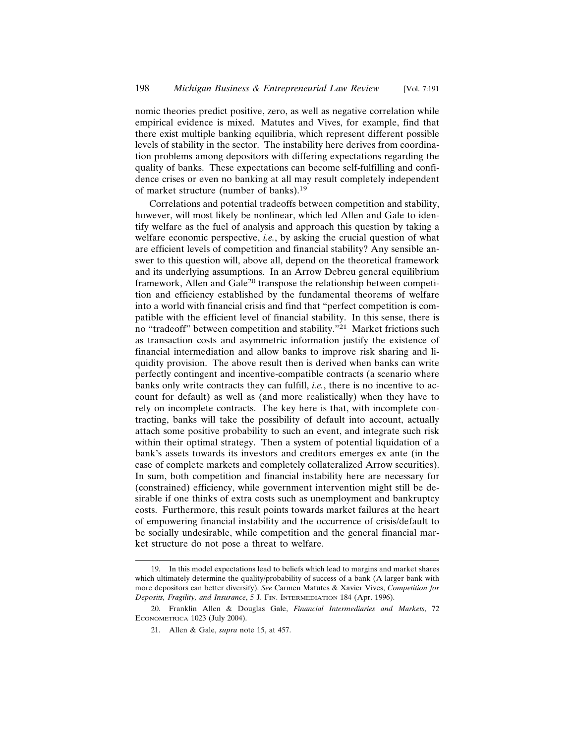nomic theories predict positive, zero, as well as negative correlation while empirical evidence is mixed. Matutes and Vives, for example, find that there exist multiple banking equilibria, which represent different possible levels of stability in the sector. The instability here derives from coordination problems among depositors with differing expectations regarding the quality of banks. These expectations can become self-fulfilling and confidence crises or even no banking at all may result completely independent of market structure (number of banks).[19]

Correlations and potential tradeoffs between competition and stability, however, will most likely be nonlinear, which led Allen and Gale to identify welfare as the fuel of analysis and approach this question by taking a welfare economic perspective, *i.e.*, by asking the crucial question of what are efficient levels of competition and financial stability? Any sensible answer to this question will, above all, depend on the theoretical framework and its underlying assumptions. In an Arrow Debreu general equilibrium framework, Allen and Gale[20] transpose the relationship between competition and efficiency established by the fundamental theorems of welfare into a world with financial crisis and find that "perfect competition is compatible with the efficient level of financial stability. In this sense, there is no "tradeoff" between competition and stability."[21] Market frictions such as transaction costs and asymmetric information justify the existence of financial intermediation and allow banks to improve risk sharing and liquidity provision. The above result then is derived when banks can write perfectly contingent and incentive-compatible contracts (a scenario where banks only write contracts they can fulfill, *i.e.*, there is no incentive to account for default) as well as (and more realistically) when they have to rely on incomplete contracts. The key here is that, with incomplete contracting, banks will take the possibility of default into account, actually attach some positive probability to such an event, and integrate such risk within their optimal strategy. Then a system of potential liquidation of a bank's assets towards its investors and creditors emerges ex ante (in the case of complete markets and completely collateralized Arrow securities). In sum, both competition and financial instability here are necessary for (constrained) efficiency, while government intervention might still be desirable if one thinks of extra costs such as unemployment and bankruptcy costs. Furthermore, this result points towards market failures at the heart of empowering financial instability and the occurrence of crisis/default to be socially undesirable, while competition and the general financial market structure do not pose a threat to welfare.

---

19. In this model expectations lead to beliefs which lead to margins and market shares which ultimately determine the quality/probability of success of a bank (A larger bank with more depositors can better diversify). *See* Carmen Matutes & Xavier Vives, *Competition for Deposits, Fragility, and Insurance*, 5 J. FIN. INTERMEDIATION 184 (Apr. 1996).

20. Franklin Allen & Douglas Gale, *Financial Intermediaries and Markets*, 72 ECONOMETRICA 1023 (July 2004).

21. Allen & Gale, *supra* note 15, at 457.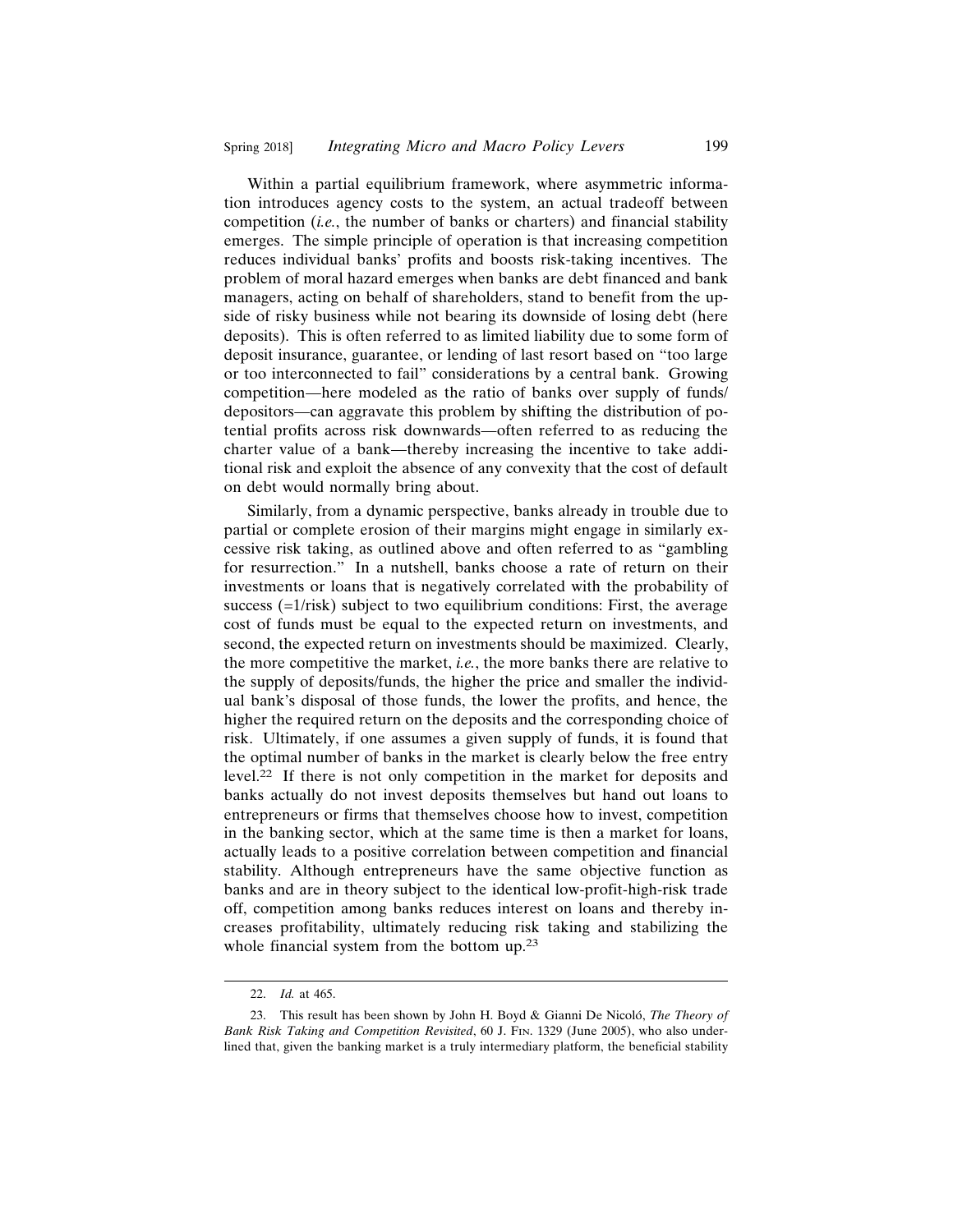Within a partial equilibrium framework, where asymmetric information introduces agency costs to the system, an actual tradeoff between competition (*i.e.*, the number of banks or charters) and financial stability emerges. The simple principle of operation is that increasing competition reduces individual banks' profits and boosts risk-taking incentives. The problem of moral hazard emerges when banks are debt financed and bank managers, acting on behalf of shareholders, stand to benefit from the upside of risky business while not bearing its downside of losing debt (here deposits). This is often referred to as limited liability due to some form of deposit insurance, guarantee, or lending of last resort based on "too large or too interconnected to fail" considerations by a central bank. Growing competition—here modeled as the ratio of banks over supply of funds/depositors—can aggravate this problem by shifting the distribution of potential profits across risk downwards—often referred to as reducing the charter value of a bank—thereby increasing the incentive to take additional risk and exploit the absence of any convexity that the cost of default on debt would normally bring about.

Similarly, from a dynamic perspective, banks already in trouble due to partial or complete erosion of their margins might engage in similarly excessive risk taking, as outlined above and often referred to as "gambling for resurrection." In a nutshell, banks choose a rate of return on their investments or loans that is negatively correlated with the probability of success (=1/risk) subject to two equilibrium conditions: First, the average cost of funds must be equal to the expected return on investments, and second, the expected return on investments should be maximized. Clearly, the more competitive the market, *i.e.*, the more banks there are relative to the supply of deposits/funds, the higher the price and smaller the individual bank's disposal of those funds, the lower the profits, and hence, the higher the required return on the deposits and the corresponding choice of risk. Ultimately, if one assumes a given supply of funds, it is found that the optimal number of banks in the market is clearly below the free entry level.[22] If there is not only competition in the market for deposits and banks actually do not invest deposits themselves but hand out loans to entrepreneurs or firms that themselves choose how to invest, competition in the banking sector, which at the same time is then a market for loans, actually leads to a positive correlation between competition and financial stability. Although entrepreneurs have the same objective function as banks and are in theory subject to the identical low-profit-high-risk trade off, competition among banks reduces interest on loans and thereby increases profitability, ultimately reducing risk taking and stabilizing the whole financial system from the bottom up.[23]

---

22. *Id.* at 465.

23. This result has been shown by John H. Boyd & Gianni De Nicoló, *The Theory of Bank Risk Taking and Competition Revisited*, 60 J. FIN. 1329 (June 2005), who also underlined that, given the banking market is a truly intermediary platform, the beneficial stability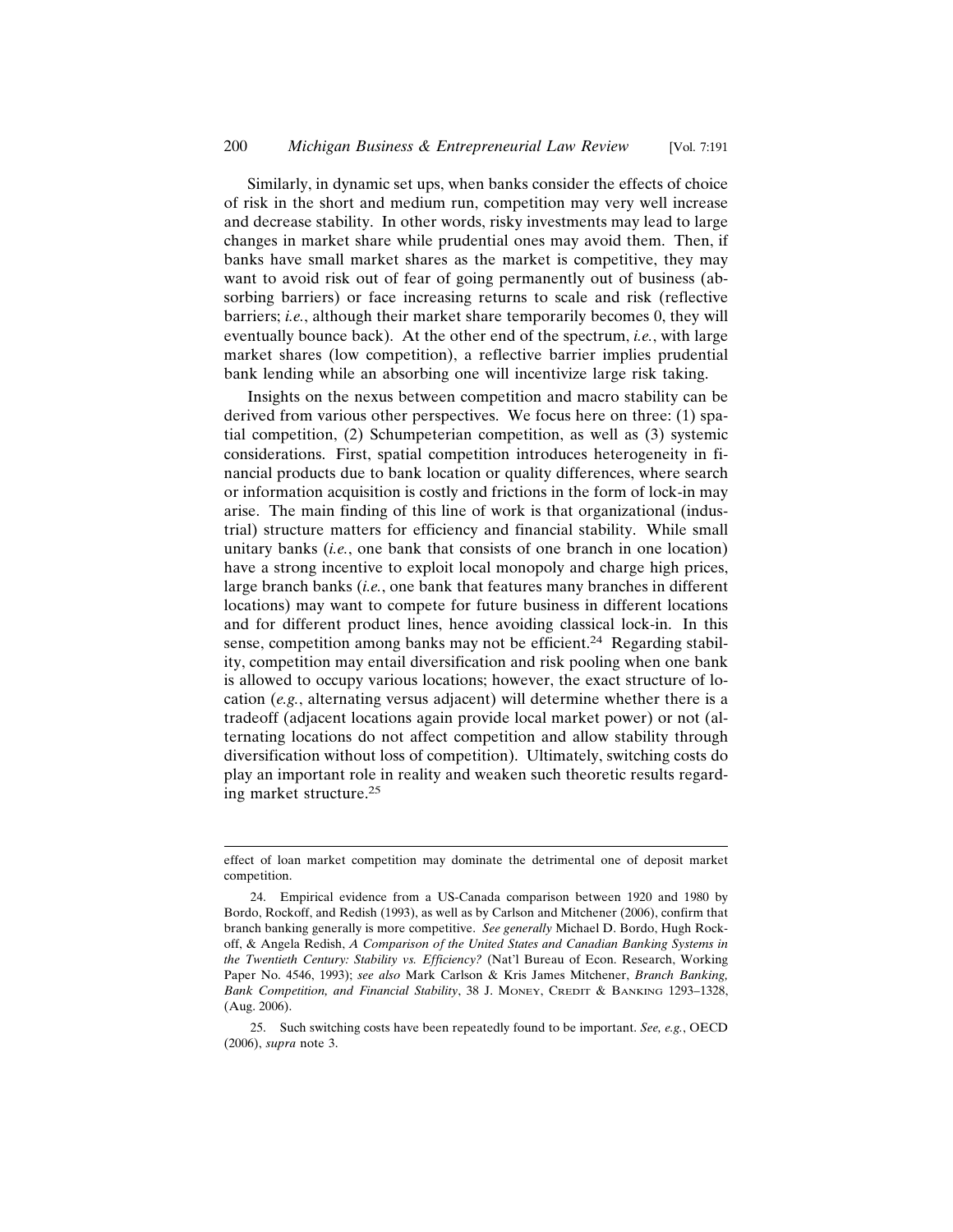Similarly, in dynamic set ups, when banks consider the effects of choice of risk in the short and medium run, competition may very well increase and decrease stability. In other words, risky investments may lead to large changes in market share while prudential ones may avoid them. Then, if banks have small market shares as the market is competitive, they may want to avoid risk out of fear of going permanently out of business (absorbing barriers) or face increasing returns to scale and risk (reflective barriers; *i.e.*, although their market share temporarily becomes 0, they will eventually bounce back). At the other end of the spectrum, *i.e.*, with large market shares (low competition), a reflective barrier implies prudential bank lending while an absorbing one will incentivize large risk taking.

Insights on the nexus between competition and macro stability can be derived from various other perspectives. We focus here on three: (1) spatial competition, (2) Schumpeterian competition, as well as (3) systemic considerations. First, spatial competition introduces heterogeneity in financial products due to bank location or quality differences, where search or information acquisition is costly and frictions in the form of lock-in may arise. The main finding of this line of work is that organizational (industrial) structure matters for efficiency and financial stability. While small unitary banks (*i.e.*, one bank that consists of one branch in one location) have a strong incentive to exploit local monopoly and charge high prices, large branch banks (*i.e.*, one bank that features many branches in different locations) may want to compete for future business in different locations and for different product lines, hence avoiding classical lock-in. In this sense, competition among banks may not be efficient.[24] Regarding stability, competition may entail diversification and risk pooling when one bank is allowed to occupy various locations; however, the exact structure of location (*e.g.*, alternating versus adjacent) will determine whether there is a tradeoff (adjacent locations again provide local market power) or not (alternating locations do not affect competition and allow stability through diversification without loss of competition). Ultimately, switching costs do play an important role in reality and weaken such theoretic results regarding market structure.[25]

---

effect of loan market competition may dominate the detrimental one of deposit market competition.

24. Empirical evidence from a US-Canada comparison between 1920 and 1980 by Bordo, Rockoff, and Redish (1993), as well as by Carlson and Mitchener (2006), confirm that branch banking generally is more competitive. *See generally* Michael D. Bordo, Hugh Rockoff, & Angela Redish, *A Comparison of the United States and Canadian Banking Systems in the Twentieth Century: Stability vs. Efficiency?* (Nat'l Bureau of Econ. Research, Working Paper No. 4546, 1993); *see also* Mark Carlson & Kris James Mitchener, *Branch Banking, Bank Competition, and Financial Stability*, 38 J. Money, Credit & Banking 1293–1328, (Aug. 2006).

25. Such switching costs have been repeatedly found to be important. *See, e.g.*, OECD (2006), *supra* note 3.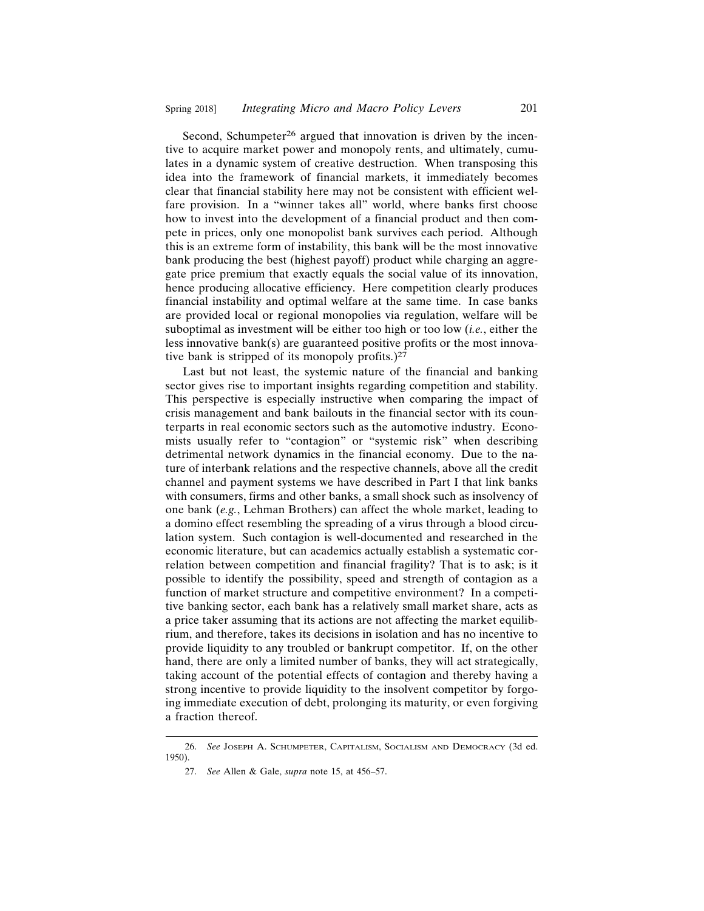Second, Schumpeter[26] argued that innovation is driven by the incentive to acquire market power and monopoly rents, and ultimately, cumulates in a dynamic system of creative destruction. When transposing this idea into the framework of financial markets, it immediately becomes clear that financial stability here may not be consistent with efficient welfare provision. In a "winner takes all" world, where banks first choose how to invest into the development of a financial product and then compete in prices, only one monopolist bank survives each period. Although this is an extreme form of instability, this bank will be the most innovative bank producing the best (highest payoff) product while charging an aggregate price premium that exactly equals the social value of its innovation, hence producing allocative efficiency. Here competition clearly produces financial instability and optimal welfare at the same time. In case banks are provided local or regional monopolies via regulation, welfare will be suboptimal as investment will be either too high or too low (*i.e.*, either the less innovative bank(s) are guaranteed positive profits or the most innovative bank is stripped of its monopoly profits.)[27]

Last but not least, the systemic nature of the financial and banking sector gives rise to important insights regarding competition and stability. This perspective is especially instructive when comparing the impact of crisis management and bank bailouts in the financial sector with its counterparts in real economic sectors such as the automotive industry. Economists usually refer to "contagion" or "systemic risk" when describing detrimental network dynamics in the financial economy. Due to the nature of interbank relations and the respective channels, above all the credit channel and payment systems we have described in Part I that link banks with consumers, firms and other banks, a small shock such as insolvency of one bank (*e.g.*, Lehman Brothers) can affect the whole market, leading to a domino effect resembling the spreading of a virus through a blood circulation system. Such contagion is well-documented and researched in the economic literature, but can academics actually establish a systematic correlation between competition and financial fragility? That is to ask; is it possible to identify the possibility, speed and strength of contagion as a function of market structure and competitive environment? In a competitive banking sector, each bank has a relatively small market share, acts as a price taker assuming that its actions are not affecting the market equilibrium, and therefore, takes its decisions in isolation and has no incentive to provide liquidity to any troubled or bankrupt competitor. If, on the other hand, there are only a limited number of banks, they will act strategically, taking account of the potential effects of contagion and thereby having a strong incentive to provide liquidity to the insolvent competitor by forgoing immediate execution of debt, prolonging its maturity, or even forgiving a fraction thereof.

---

26. *See* Joseph A. Schumpeter, Capitalism, Socialism and Democracy (3d ed. 1950).

27. *See* Allen & Gale, *supra* note 15, at 456–57.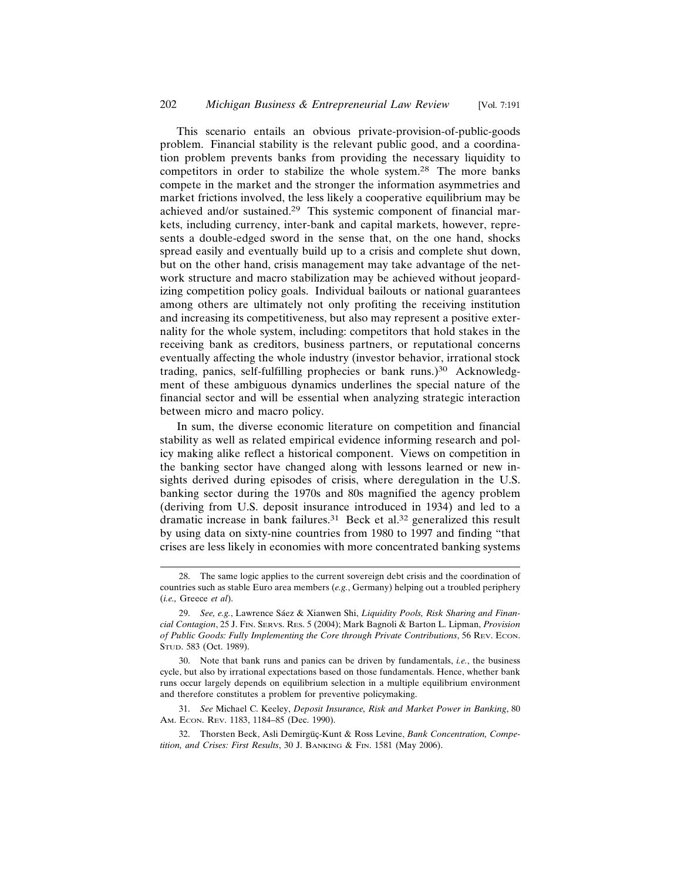This scenario entails an obvious private-provision-of-public-goods problem. Financial stability is the relevant public good, and a coordination problem prevents banks from providing the necessary liquidity to competitors in order to stabilize the whole system.[28] The more banks compete in the market and the stronger the information asymmetries and market frictions involved, the less likely a cooperative equilibrium may be achieved and/or sustained.[29] This systemic component of financial markets, including currency, inter-bank and capital markets, however, represents a double-edged sword in the sense that, on the one hand, shocks spread easily and eventually build up to a crisis and complete shut down, but on the other hand, crisis management may take advantage of the network structure and macro stabilization may be achieved without jeopardizing competition policy goals. Individual bailouts or national guarantees among others are ultimately not only profiting the receiving institution and increasing its competitiveness, but also may represent a positive externality for the whole system, including: competitors that hold stakes in the receiving bank as creditors, business partners, or reputational concerns eventually affecting the whole industry (investor behavior, irrational stock trading, panics, self-fulfilling prophecies or bank runs.)[30] Acknowledgment of these ambiguous dynamics underlines the special nature of the financial sector and will be essential when analyzing strategic interaction between micro and macro policy.

In sum, the diverse economic literature on competition and financial stability as well as related empirical evidence informing research and policy making alike reflect a historical component. Views on competition in the banking sector have changed along with lessons learned or new insights derived during episodes of crisis, where deregulation in the U.S. banking sector during the 1970s and 80s magnified the agency problem (deriving from U.S. deposit insurance introduced in 1934) and led to a dramatic increase in bank failures.[31] Beck et al.[32] generalized this result by using data on sixty-nine countries from 1980 to 1997 and finding "that crises are less likely in economies with more concentrated banking systems

---

28. The same logic applies to the current sovereign debt crisis and the coordination of countries such as stable Euro area members (*e.g.*, Germany) helping out a troubled periphery (*i.e.,* Greece *et al*).

29. *See, e.g.*, Lawrence Sáez & Xianwen Shi, *Liquidity Pools, Risk Sharing and Financial Contagion*, 25 J. Fin. Servs. Res. 5 (2004); Mark Bagnoli & Barton L. Lipman, *Provision of Public Goods: Fully Implementing the Core through Private Contributions*, 56 Rev. Econ. Stud. 583 (Oct. 1989).

30. Note that bank runs and panics can be driven by fundamentals, *i.e.*, the business cycle, but also by irrational expectations based on those fundamentals. Hence, whether bank runs occur largely depends on equilibrium selection in a multiple equilibrium environment and therefore constitutes a problem for preventive policymaking.

31. *See* Michael C. Keeley, *Deposit Insurance, Risk and Market Power in Banking*, 80 Am. Econ. Rev. 1183, 1184–85 (Dec. 1990).

32. Thorsten Beck, Asli Demirgüç-Kunt & Ross Levine, *Bank Concentration, Competition, and Crises: First Results*, 30 J. Banking & Fin. 1581 (May 2006).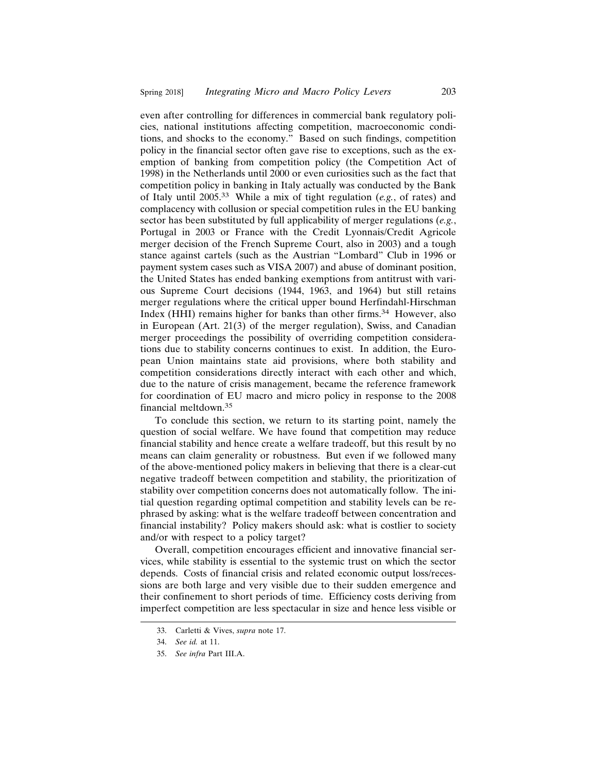even after controlling for differences in commercial bank regulatory policies, national institutions affecting competition, macroeconomic conditions, and shocks to the economy." Based on such findings, competition policy in the financial sector often gave rise to exceptions, such as the exemption of banking from competition policy (the Competition Act of 1998) in the Netherlands until 2000 or even curiosities such as the fact that competition policy in banking in Italy actually was conducted by the Bank of Italy until 2005.[33] While a mix of tight regulation (*e.g.*, of rates) and complacency with collusion or special competition rules in the EU banking sector has been substituted by full applicability of merger regulations (*e.g.*, Portugal in 2003 or France with the Credit Lyonnais/Credit Agricole merger decision of the French Supreme Court, also in 2003) and a tough stance against cartels (such as the Austrian "Lombard" Club in 1996 or payment system cases such as VISA 2007) and abuse of dominant position, the United States has ended banking exemptions from antitrust with various Supreme Court decisions (1944, 1963, and 1964) but still retains merger regulations where the critical upper bound Herfindahl-Hirschman Index (HHI) remains higher for banks than other firms.[34] However, also in European (Art. 21(3) of the merger regulation), Swiss, and Canadian merger proceedings the possibility of overriding competition considerations due to stability concerns continues to exist. In addition, the European Union maintains state aid provisions, where both stability and competition considerations directly interact with each other and which, due to the nature of crisis management, became the reference framework for coordination of EU macro and micro policy in response to the 2008 financial meltdown.[35]

To conclude this section, we return to its starting point, namely the question of social welfare. We have found that competition may reduce financial stability and hence create a welfare tradeoff, but this result by no means can claim generality or robustness. But even if we followed many of the above-mentioned policy makers in believing that there is a clear-cut negative tradeoff between competition and stability, the prioritization of stability over competition concerns does not automatically follow. The initial question regarding optimal competition and stability levels can be rephrased by asking: what is the welfare tradeoff between concentration and financial instability? Policy makers should ask: what is costlier to society and/or with respect to a policy target?

Overall, competition encourages efficient and innovative financial services, while stability is essential to the systemic trust on which the sector depends. Costs of financial crisis and related economic output loss/recessions are both large and very visible due to their sudden emergence and their confinement to short periods of time. Efficiency costs deriving from imperfect competition are less spectacular in size and hence less visible or

33. Carletti & Vives, *supra* note 17.

34. *See id.* at 11.

35. *See infra* Part III.A.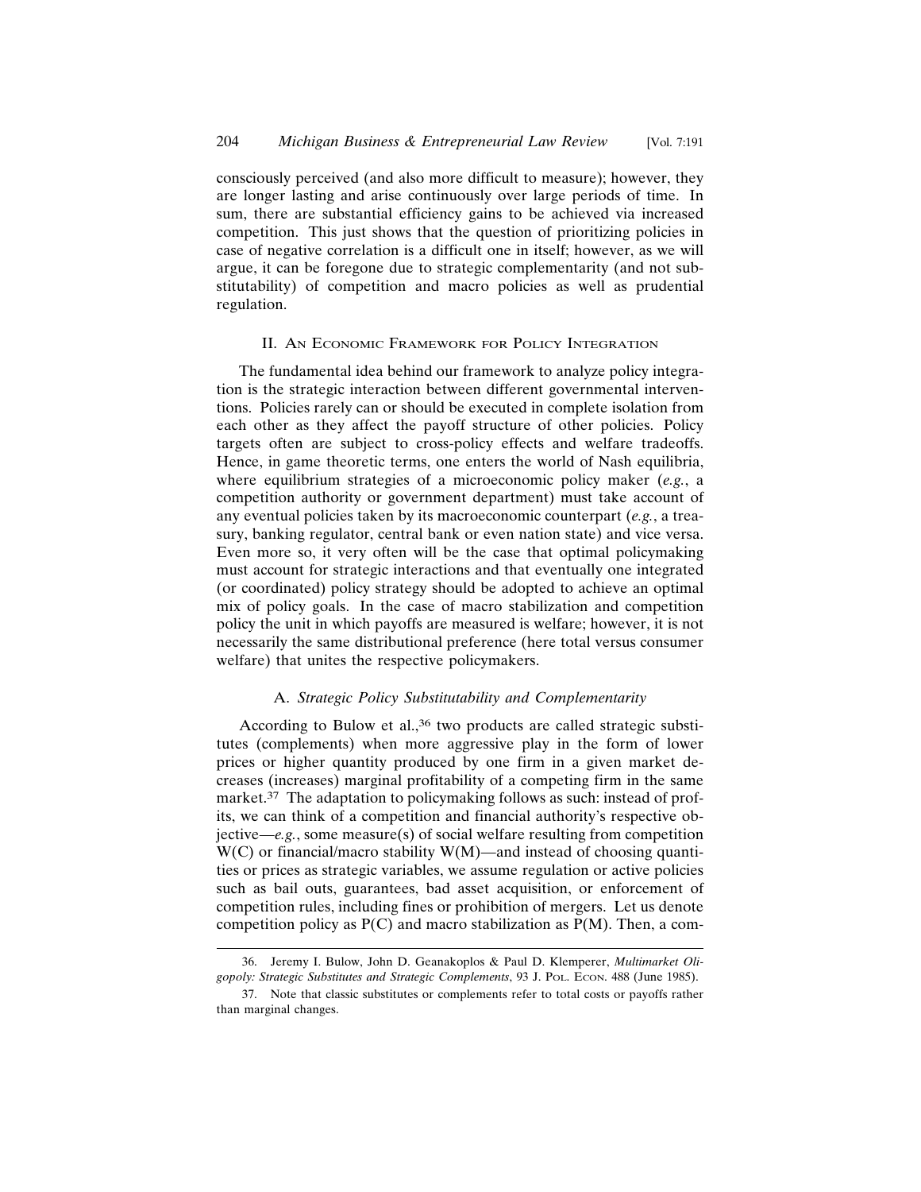consciously perceived (and also more difficult to measure); however, they are longer lasting and arise continuously over large periods of time. In sum, there are substantial efficiency gains to be achieved via increased competition. This just shows that the question of prioritizing policies in case of negative correlation is a difficult one in itself; however, as we will argue, it can be foregone due to strategic complementarity (and not substitutability) of competition and macro policies as well as prudential regulation.

## II. An Economic Framework for Policy Integration

The fundamental idea behind our framework to analyze policy integration is the strategic interaction between different governmental interventions. Policies rarely can or should be executed in complete isolation from each other as they affect the payoff structure of other policies. Policy targets often are subject to cross-policy effects and welfare tradeoffs. Hence, in game theoretic terms, one enters the world of Nash equilibria, where equilibrium strategies of a microeconomic policy maker (*e.g.*, a competition authority or government department) must take account of any eventual policies taken by its macroeconomic counterpart (*e.g.*, a treasury, banking regulator, central bank or even nation state) and vice versa. Even more so, it very often will be the case that optimal policymaking must account for strategic interactions and that eventually one integrated (or coordinated) policy strategy should be adopted to achieve an optimal mix of policy goals. In the case of macro stabilization and competition policy the unit in which payoffs are measured is welfare; however, it is not necessarily the same distributional preference (here total versus consumer welfare) that unites the respective policymakers.

### A. *Strategic Policy Substitutability and Complementarity*

According to Bulow et al.,[36] two products are called strategic substitutes (complements) when more aggressive play in the form of lower prices or higher quantity produced by one firm in a given market decreases (increases) marginal profitability of a competing firm in the same market.[37] The adaptation to policymaking follows as such: instead of profits, we can think of a competition and financial authority's respective objective—*e.g.*, some measure(s) of social welfare resulting from competition W(C) or financial/macro stability W(M)—and instead of choosing quantities or prices as strategic variables, we assume regulation or active policies such as bail outs, guarantees, bad asset acquisition, or enforcement of competition rules, including fines or prohibition of mergers. Let us denote competition policy as P(C) and macro stabilization as P(M). Then, a com-

36. Jeremy I. Bulow, John D. Geanakoplos & Paul D. Klemperer, *Multimarket Oligopoly: Strategic Substitutes and Strategic Complements*, 93 J. Pol. Econ. 488 (June 1985).

37. Note that classic substitutes or complements refer to total costs or payoffs rather than marginal changes.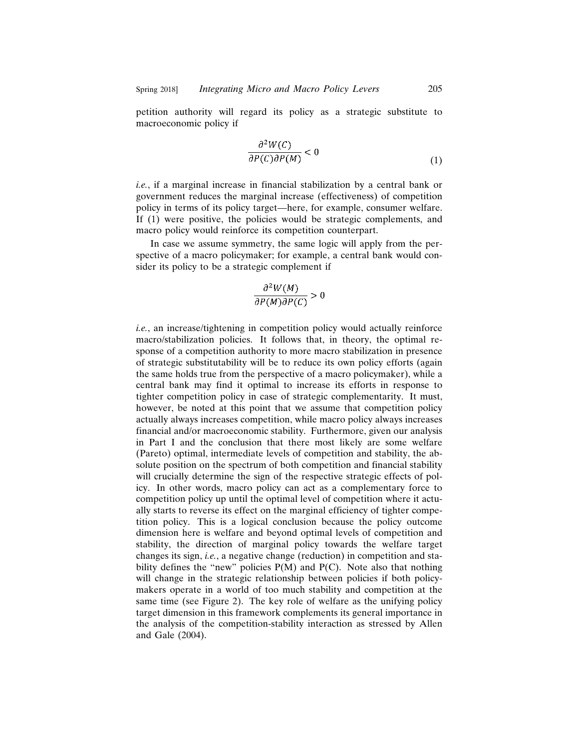petition authority will regard its policy as a strategic substitute to macroeconomic policy if

$$\frac{\partial^2 W(C)}{\partial P(C)\partial P(M)} < 0 \tag{1}$$

*i.e.*, if a marginal increase in financial stabilization by a central bank or government reduces the marginal increase (effectiveness) of competition policy in terms of its policy target—here, for example, consumer welfare. If (1) were positive, the policies would be strategic complements, and macro policy would reinforce its competition counterpart.

In case we assume symmetry, the same logic will apply from the perspective of a macro policymaker; for example, a central bank would consider its policy to be a strategic complement if

$$\frac{\partial^2 W(M)}{\partial P(M)\partial P(C)} > 0$$

*i.e.*, an increase/tightening in competition policy would actually reinforce macro/stabilization policies. It follows that, in theory, the optimal response of a competition authority to more macro stabilization in presence of strategic substitutability will be to reduce its own policy efforts (again the same holds true from the perspective of a macro policymaker), while a central bank may find it optimal to increase its efforts in response to tighter competition policy in case of strategic complementarity. It must, however, be noted at this point that we assume that competition policy actually always increases competition, while macro policy always increases financial and/or macroeconomic stability. Furthermore, given our analysis in Part I and the conclusion that there most likely are some welfare (Pareto) optimal, intermediate levels of competition and stability, the absolute position on the spectrum of both competition and financial stability will crucially determine the sign of the respective strategic effects of policy. In other words, macro policy can act as a complementary force to competition policy up until the optimal level of competition where it actually starts to reverse its effect on the marginal efficiency of tighter competition policy. This is a logical conclusion because the policy outcome dimension here is welfare and beyond optimal levels of competition and stability, the direction of marginal policy towards the welfare target changes its sign, *i.e.*, a negative change (reduction) in competition and stability defines the "new" policies P(M) and P(C). Note also that nothing will change in the strategic relationship between policies if both policymakers operate in a world of too much stability and competition at the same time (see Figure 2). The key role of welfare as the unifying policy target dimension in this framework complements its general importance in the analysis of the competition-stability interaction as stressed by Allen and Gale (2004).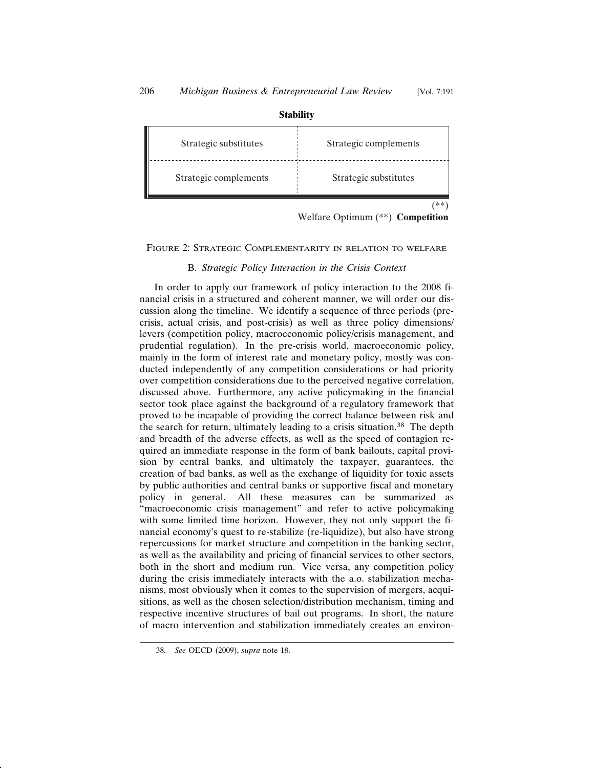**Stability**

| Strategic substitutes | Strategic complements |
|---|---|
| Strategic complements | Strategic substitutes |

(**)

Welfare Optimum (**) **Competition**

FIGURE 2: STRATEGIC COMPLEMENTARITY IN RELATION TO WELFARE

### B. *Strategic Policy Interaction in the Crisis Context*

In order to apply our framework of policy interaction to the 2008 financial crisis in a structured and coherent manner, we will order our discussion along the timeline. We identify a sequence of three periods (pre-crisis, actual crisis, and post-crisis) as well as three policy dimensions/levers (competition policy, macroeconomic policy/crisis management, and prudential regulation). In the pre-crisis world, macroeconomic policy, mainly in the form of interest rate and monetary policy, mostly was conducted independently of any competition considerations or had priority over competition considerations due to the perceived negative correlation, discussed above. Furthermore, any active policymaking in the financial sector took place against the background of a regulatory framework that proved to be incapable of providing the correct balance between risk and the search for return, ultimately leading to a crisis situation.[38] The depth and breadth of the adverse effects, as well as the speed of contagion required an immediate response in the form of bank bailouts, capital provision by central banks, and ultimately the taxpayer, guarantees, the creation of bad banks, as well as the exchange of liquidity for toxic assets by public authorities and central banks or supportive fiscal and monetary policy in general. All these measures can be summarized as "macroeconomic crisis management" and refer to active policymaking with some limited time horizon. However, they not only support the financial economy's quest to re-stabilize (re-liquidize), but also have strong repercussions for market structure and competition in the banking sector, as well as the availability and pricing of financial services to other sectors, both in the short and medium run. Vice versa, any competition policy during the crisis immediately interacts with the a.o. stabilization mechanisms, most obviously when it comes to the supervision of mergers, acquisitions, as well as the chosen selection/distribution mechanism, timing and respective incentive structures of bail out programs. In short, the nature of macro intervention and stabilization immediately creates an environ-

38. *See* OECD (2009), *supra* note 18.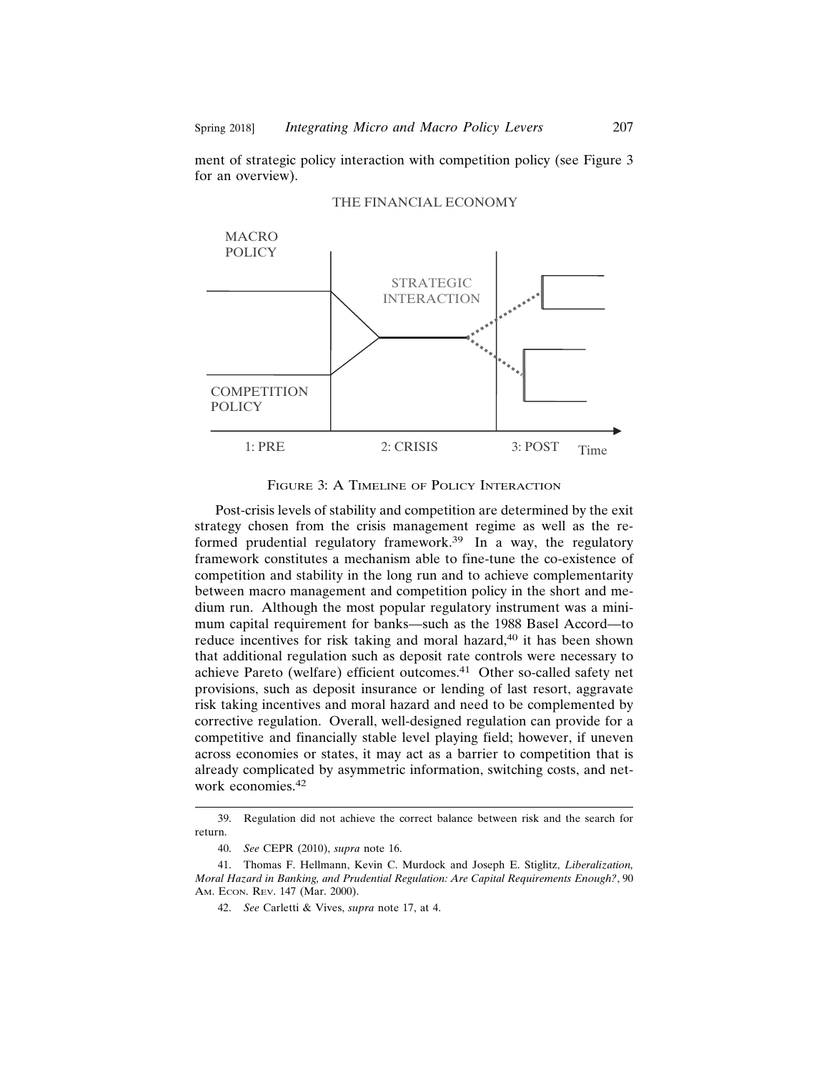ment of strategic policy interaction with competition policy (see Figure 3 for an overview).

THE FINANCIAL ECONOMY

MACRO POLICY

STRATEGIC INTERACTION

COMPETITION POLICY

1: PRE 2: CRISIS 3: POST Time

FIGURE 3: A TIMELINE OF POLICY INTERACTION

Post-crisis levels of stability and competition are determined by the exit strategy chosen from the crisis management regime as well as the reformed prudential regulatory framework.[39] In a way, the regulatory framework constitutes a mechanism able to fine-tune the co-existence of competition and stability in the long run and to achieve complementarity between macro management and competition policy in the short and medium run. Although the most popular regulatory instrument was a minimum capital requirement for banks—such as the 1988 Basel Accord—to reduce incentives for risk taking and moral hazard,[40] it has been shown that additional regulation such as deposit rate controls were necessary to achieve Pareto (welfare) efficient outcomes.[41] Other so-called safety net provisions, such as deposit insurance or lending of last resort, aggravate risk taking incentives and moral hazard and need to be complemented by corrective regulation. Overall, well-designed regulation can provide for a competitive and financially stable level playing field; however, if uneven across economies or states, it may act as a barrier to competition that is already complicated by asymmetric information, switching costs, and network economies.[42]

---

39. Regulation did not achieve the correct balance between risk and the search for return.

40. *See* CEPR (2010), *supra* note 16.

41. Thomas F. Hellmann, Kevin C. Murdock and Joseph E. Stiglitz, *Liberalization, Moral Hazard in Banking, and Prudential Regulation: Are Capital Requirements Enough?*, 90 AM. ECON. REV. 147 (Mar. 2000).

42. *See* Carletti & Vives, *supra* note 17, at 4.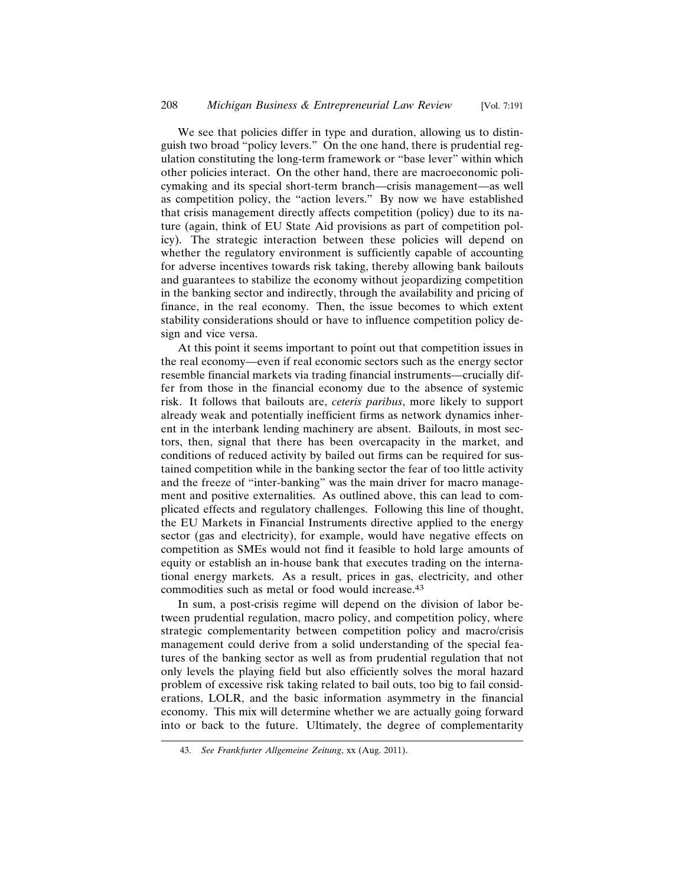We see that policies differ in type and duration, allowing us to distinguish two broad "policy levers." On the one hand, there is prudential regulation constituting the long-term framework or "base lever" within which other policies interact. On the other hand, there are macroeconomic policymaking and its special short-term branch—crisis management—as well as competition policy, the "action levers." By now we have established that crisis management directly affects competition (policy) due to its nature (again, think of EU State Aid provisions as part of competition policy). The strategic interaction between these policies will depend on whether the regulatory environment is sufficiently capable of accounting for adverse incentives towards risk taking, thereby allowing bank bailouts and guarantees to stabilize the economy without jeopardizing competition in the banking sector and indirectly, through the availability and pricing of finance, in the real economy. Then, the issue becomes to which extent stability considerations should or have to influence competition policy design and vice versa.

At this point it seems important to point out that competition issues in the real economy—even if real economic sectors such as the energy sector resemble financial markets via trading financial instruments—crucially differ from those in the financial economy due to the absence of systemic risk. It follows that bailouts are, *ceteris paribus*, more likely to support already weak and potentially inefficient firms as network dynamics inherent in the interbank lending machinery are absent. Bailouts, in most sectors, then, signal that there has been overcapacity in the market, and conditions of reduced activity by bailed out firms can be required for sustained competition while in the banking sector the fear of too little activity and the freeze of "inter-banking" was the main driver for macro management and positive externalities. As outlined above, this can lead to complicated effects and regulatory challenges. Following this line of thought, the EU Markets in Financial Instruments directive applied to the energy sector (gas and electricity), for example, would have negative effects on competition as SMEs would not find it feasible to hold large amounts of equity or establish an in-house bank that executes trading on the international energy markets. As a result, prices in gas, electricity, and other commodities such as metal or food would increase.[43]

In sum, a post-crisis regime will depend on the division of labor between prudential regulation, macro policy, and competition policy, where strategic complementarity between competition policy and macro/crisis management could derive from a solid understanding of the special features of the banking sector as well as from prudential regulation that not only levels the playing field but also efficiently solves the moral hazard problem of excessive risk taking related to bail outs, too big to fail considerations, LOLR, and the basic information asymmetry in the financial economy. This mix will determine whether we are actually going forward into or back to the future. Ultimately, the degree of complementarity

43. *See Frankfurter Allgemeine Zeitung*, xx (Aug. 2011).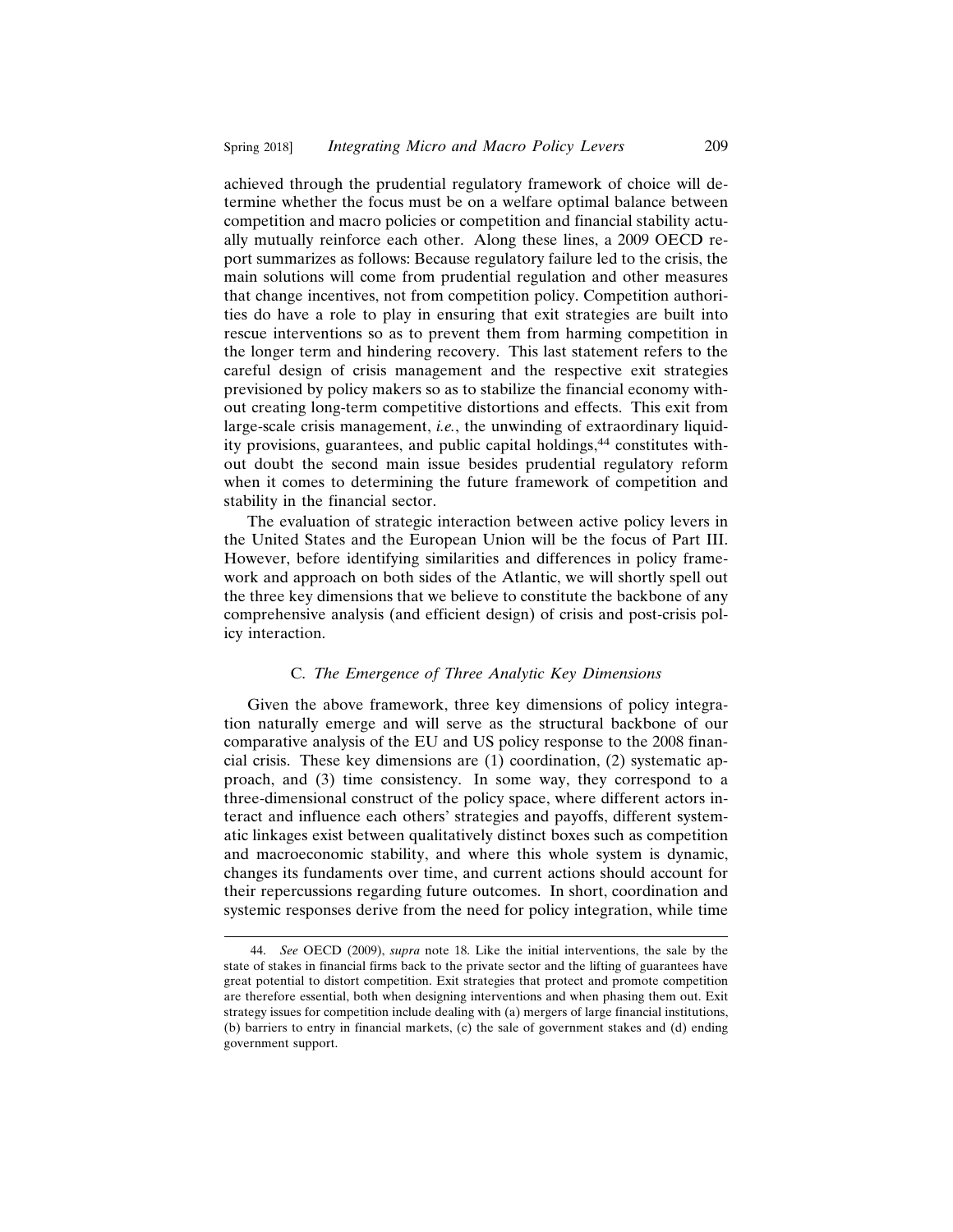achieved through the prudential regulatory framework of choice will determine whether the focus must be on a welfare optimal balance between competition and macro policies or competition and financial stability actually mutually reinforce each other. Along these lines, a 2009 OECD report summarizes as follows: Because regulatory failure led to the crisis, the main solutions will come from prudential regulation and other measures that change incentives, not from competition policy. Competition authorities do have a role to play in ensuring that exit strategies are built into rescue interventions so as to prevent them from harming competition in the longer term and hindering recovery. This last statement refers to the careful design of crisis management and the respective exit strategies previsioned by policy makers so as to stabilize the financial economy without creating long-term competitive distortions and effects. This exit from large-scale crisis management, *i.e.*, the unwinding of extraordinary liquidity provisions, guarantees, and public capital holdings,[44] constitutes without doubt the second main issue besides prudential regulatory reform when it comes to determining the future framework of competition and stability in the financial sector.

The evaluation of strategic interaction between active policy levers in the United States and the European Union will be the focus of Part III. However, before identifying similarities and differences in policy framework and approach on both sides of the Atlantic, we will shortly spell out the three key dimensions that we believe to constitute the backbone of any comprehensive analysis (and efficient design) of crisis and post-crisis policy interaction.

### C. *The Emergence of Three Analytic Key Dimensions*

Given the above framework, three key dimensions of policy integration naturally emerge and will serve as the structural backbone of our comparative analysis of the EU and US policy response to the 2008 financial crisis. These key dimensions are (1) coordination, (2) systematic approach, and (3) time consistency. In some way, they correspond to a three-dimensional construct of the policy space, where different actors interact and influence each others' strategies and payoffs, different systematic linkages exist between qualitatively distinct boxes such as competition and macroeconomic stability, and where this whole system is dynamic, changes its fundaments over time, and current actions should account for their repercussions regarding future outcomes. In short, coordination and systemic responses derive from the need for policy integration, while time

---

44. *See* OECD (2009), *supra* note 18. Like the initial interventions, the sale by the state of stakes in financial firms back to the private sector and the lifting of guarantees have great potential to distort competition. Exit strategies that protect and promote competition are therefore essential, both when designing interventions and when phasing them out. Exit strategy issues for competition include dealing with (a) mergers of large financial institutions, (b) barriers to entry in financial markets, (c) the sale of government stakes and (d) ending government support.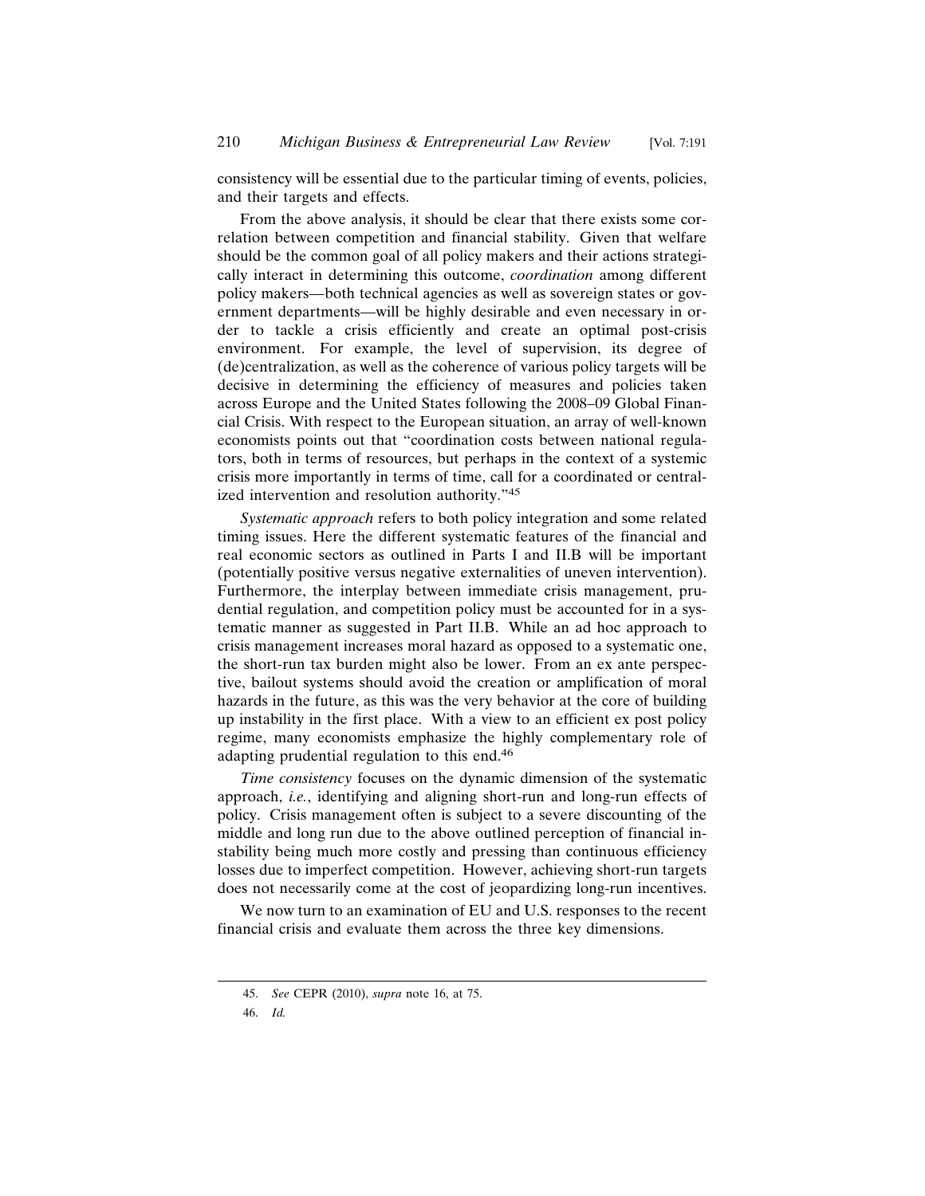consistency will be essential due to the particular timing of events, policies, and their targets and effects.

From the above analysis, it should be clear that there exists some correlation between competition and financial stability. Given that welfare should be the common goal of all policy makers and their actions strategically interact in determining this outcome, *coordination* among different policy makers—both technical agencies as well as sovereign states or government departments—will be highly desirable and even necessary in order to tackle a crisis efficiently and create an optimal post-crisis environment. For example, the level of supervision, its degree of (de)centralization, as well as the coherence of various policy targets will be decisive in determining the efficiency of measures and policies taken across Europe and the United States following the 2008–09 Global Financial Crisis. With respect to the European situation, an array of well-known economists points out that "coordination costs between national regulators, both in terms of resources, but perhaps in the context of a systemic crisis more importantly in terms of time, call for a coordinated or centralized intervention and resolution authority."[45]

*Systematic approach* refers to both policy integration and some related timing issues. Here the different systematic features of the financial and real economic sectors as outlined in Parts I and II.B will be important (potentially positive versus negative externalities of uneven intervention). Furthermore, the interplay between immediate crisis management, prudential regulation, and competition policy must be accounted for in a systematic manner as suggested in Part II.B. While an ad hoc approach to crisis management increases moral hazard as opposed to a systematic one, the short-run tax burden might also be lower. From an ex ante perspective, bailout systems should avoid the creation or amplification of moral hazards in the future, as this was the very behavior at the core of building up instability in the first place. With a view to an efficient ex post policy regime, many economists emphasize the highly complementary role of adapting prudential regulation to this end.[46]

*Time consistency* focuses on the dynamic dimension of the systematic approach, *i.e.*, identifying and aligning short-run and long-run effects of policy. Crisis management often is subject to a severe discounting of the middle and long run due to the above outlined perception of financial instability being much more costly and pressing than continuous efficiency losses due to imperfect competition. However, achieving short-run targets does not necessarily come at the cost of jeopardizing long-run incentives.

We now turn to an examination of EU and U.S. responses to the recent financial crisis and evaluate them across the three key dimensions.

---

45. *See* CEPR (2010), *supra* note 16, at 75.

46. *Id.*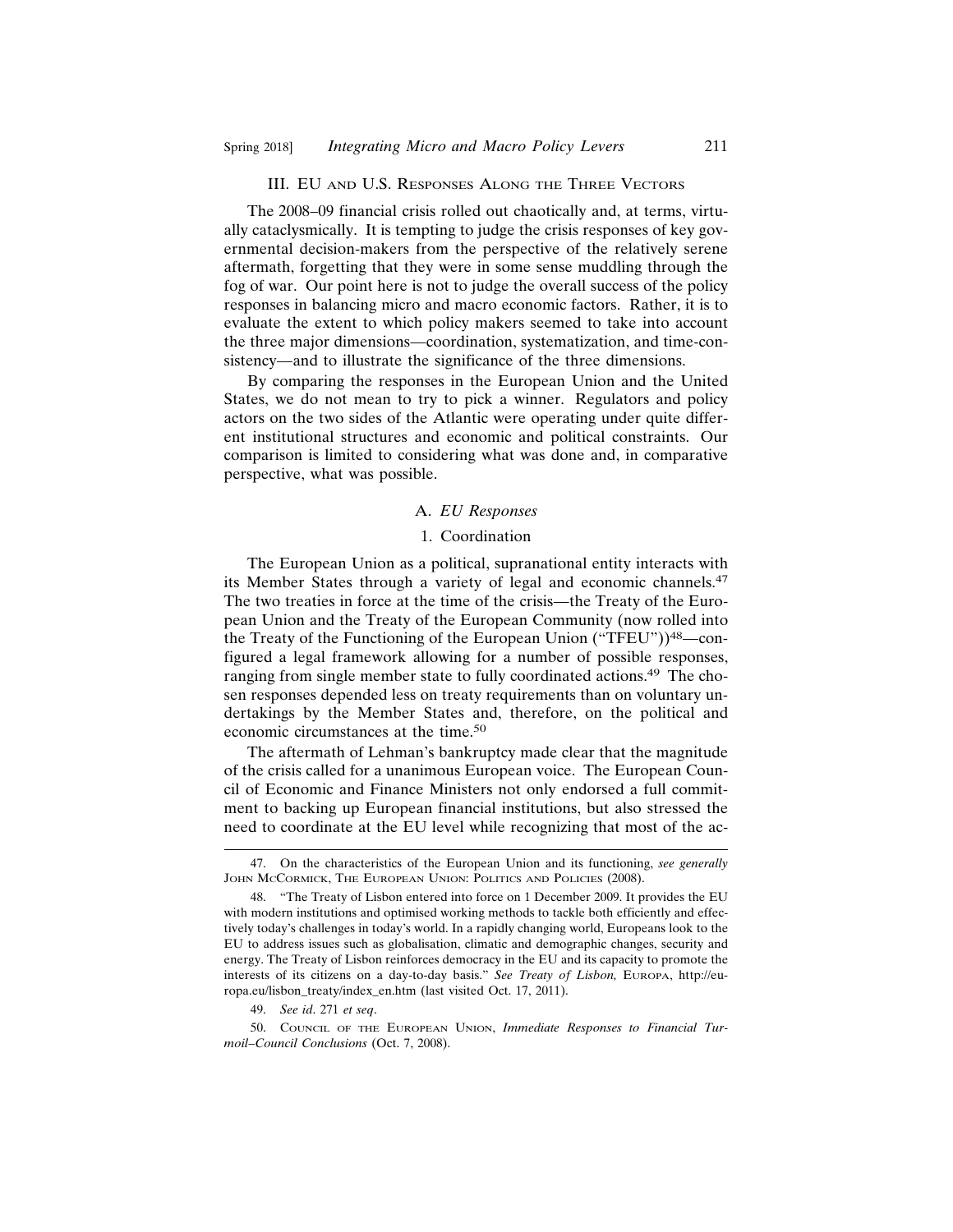## III. EU and U.S. Responses Along the Three Vectors

The 2008–09 financial crisis rolled out chaotically and, at terms, virtually cataclysmically. It is tempting to judge the crisis responses of key governmental decision-makers from the perspective of the relatively serene aftermath, forgetting that they were in some sense muddling through the fog of war. Our point here is not to judge the overall success of the policy responses in balancing micro and macro economic factors. Rather, it is to evaluate the extent to which policy makers seemed to take into account the three major dimensions—coordination, systematization, and time-consistency—and to illustrate the significance of the three dimensions.

By comparing the responses in the European Union and the United States, we do not mean to try to pick a winner. Regulators and policy actors on the two sides of the Atlantic were operating under quite different institutional structures and economic and political constraints. Our comparison is limited to considering what was done and, in comparative perspective, what was possible.

### A. *EU Responses*

#### 1. Coordination

The European Union as a political, supranational entity interacts with its Member States through a variety of legal and economic channels.[47] The two treaties in force at the time of the crisis—the Treaty of the European Union and the Treaty of the European Community (now rolled into the Treaty of the Functioning of the European Union ("TFEU"))[48]—configured a legal framework allowing for a number of possible responses, ranging from single member state to fully coordinated actions.[49] The chosen responses depended less on treaty requirements than on voluntary undertakings by the Member States and, therefore, on the political and economic circumstances at the time.[50]

The aftermath of Lehman's bankruptcy made clear that the magnitude of the crisis called for a unanimous European voice. The European Council of Economic and Finance Ministers not only endorsed a full commitment to backing up European financial institutions, but also stressed the need to coordinate at the EU level while recognizing that most of the ac-

---

47. On the characteristics of the European Union and its functioning, *see generally* John McCormick, The European Union: Politics and Policies (2008).

48. "The Treaty of Lisbon entered into force on 1 December 2009. It provides the EU with modern institutions and optimised working methods to tackle both efficiently and effectively today's challenges in today's world. In a rapidly changing world, Europeans look to the EU to address issues such as globalisation, climatic and demographic changes, security and energy. The Treaty of Lisbon reinforces democracy in the EU and its capacity to promote the interests of its citizens on a day-to-day basis." *See Treaty of Lisbon,* Europa, http://europa.eu/lisbon_treaty/index_en.htm (last visited Oct. 17, 2011).

49. *See id*. 271 *et seq*.

50. Council of the European Union, *Immediate Responses to Financial Turmoil–Council Conclusions* (Oct. 7, 2008).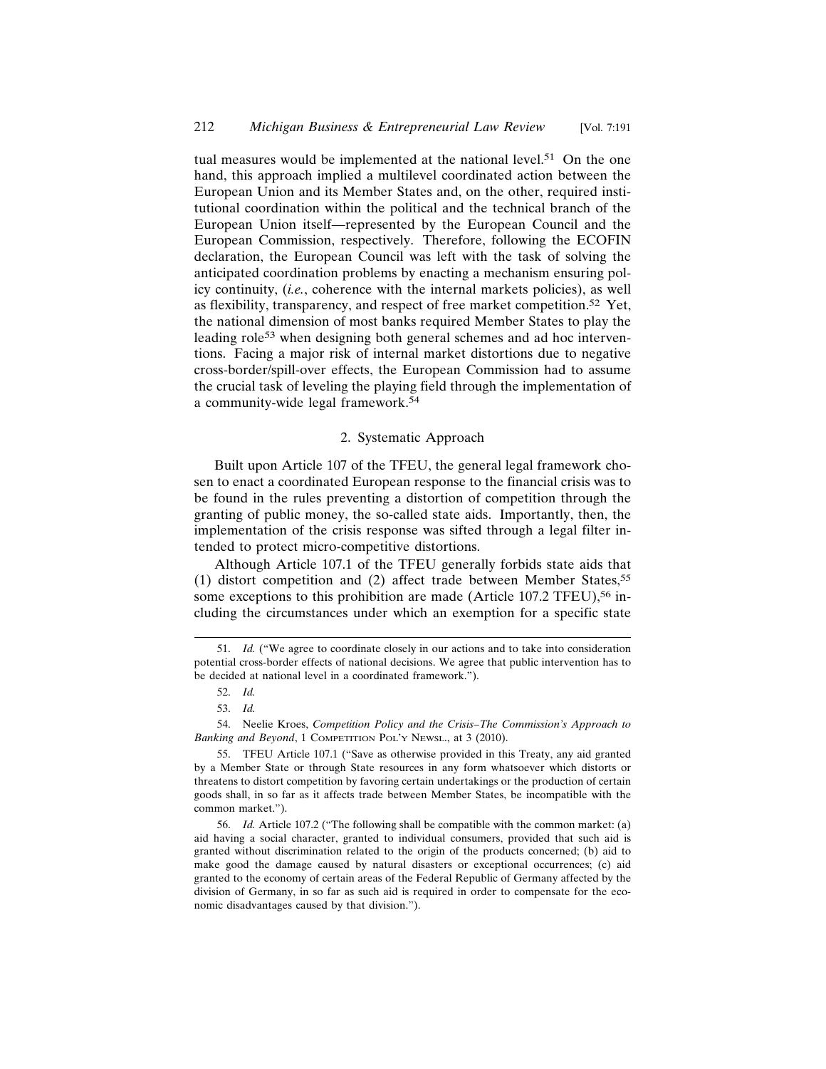tual measures would be implemented at the national level.[51] On the one hand, this approach implied a multilevel coordinated action between the European Union and its Member States and, on the other, required institutional coordination within the political and the technical branch of the European Union itself—represented by the European Council and the European Commission, respectively. Therefore, following the ECOFIN declaration, the European Council was left with the task of solving the anticipated coordination problems by enacting a mechanism ensuring policy continuity, (*i.e.*, coherence with the internal markets policies), as well as flexibility, transparency, and respect of free market competition.[52] Yet, the national dimension of most banks required Member States to play the leading role[53] when designing both general schemes and ad hoc interventions. Facing a major risk of internal market distortions due to negative cross-border/spill-over effects, the European Commission had to assume the crucial task of leveling the playing field through the implementation of a community-wide legal framework.[54]

### 2. Systematic Approach

Built upon Article 107 of the TFEU, the general legal framework chosen to enact a coordinated European response to the financial crisis was to be found in the rules preventing a distortion of competition through the granting of public money, the so-called state aids. Importantly, then, the implementation of the crisis response was sifted through a legal filter intended to protect micro-competitive distortions.

Although Article 107.1 of the TFEU generally forbids state aids that (1) distort competition and (2) affect trade between Member States,[55] some exceptions to this prohibition are made (Article 107.2 TFEU),[56] including the circumstances under which an exemption for a specific state

---

51. *Id.* ("We agree to coordinate closely in our actions and to take into consideration potential cross-border effects of national decisions. We agree that public intervention has to be decided at national level in a coordinated framework.").

52. *Id.*

53. *Id.*

54. Neelie Kroes, *Competition Policy and the Crisis–The Commission's Approach to Banking and Beyond*, 1 COMPETITION POL'Y NEWSL., at 3 (2010).

55. TFEU Article 107.1 ("Save as otherwise provided in this Treaty, any aid granted by a Member State or through State resources in any form whatsoever which distorts or threatens to distort competition by favoring certain undertakings or the production of certain goods shall, in so far as it affects trade between Member States, be incompatible with the common market.").

56. *Id.* Article 107.2 ("The following shall be compatible with the common market: (a) aid having a social character, granted to individual consumers, provided that such aid is granted without discrimination related to the origin of the products concerned; (b) aid to make good the damage caused by natural disasters or exceptional occurrences; (c) aid granted to the economy of certain areas of the Federal Republic of Germany affected by the division of Germany, in so far as such aid is required in order to compensate for the economic disadvantages caused by that division.").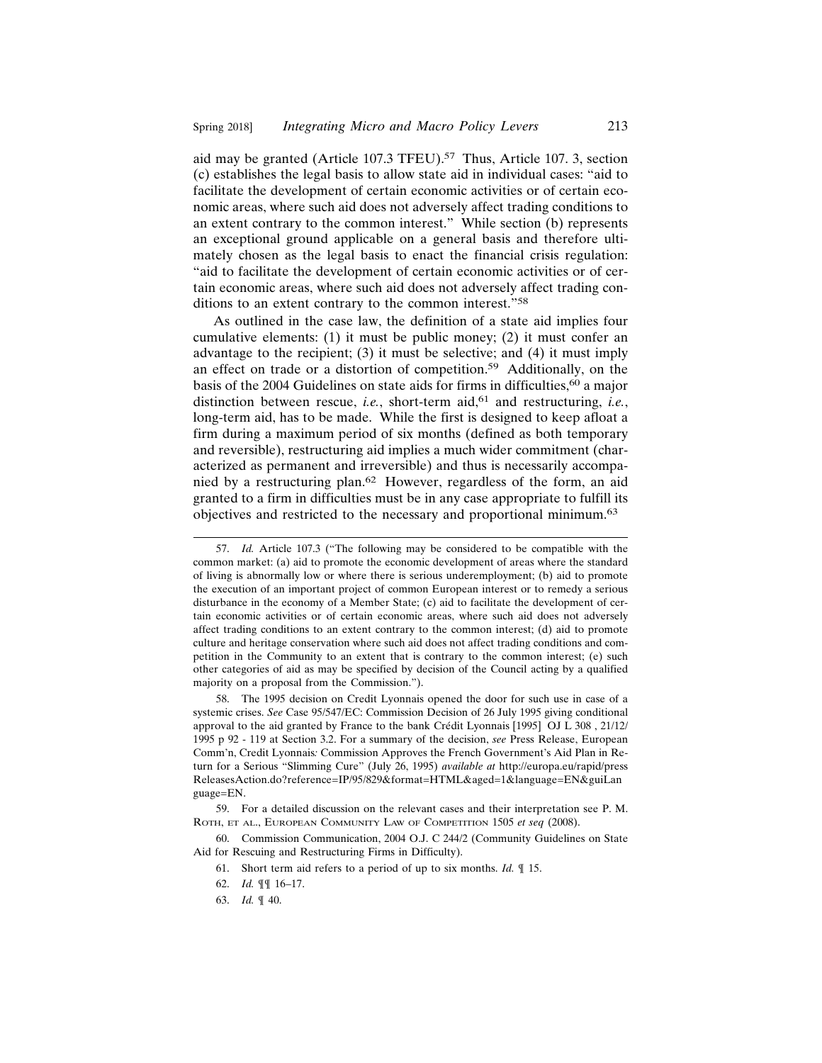aid may be granted (Article 107.3 TFEU).[57] Thus, Article 107. 3, section (c) establishes the legal basis to allow state aid in individual cases: "aid to facilitate the development of certain economic activities or of certain economic areas, where such aid does not adversely affect trading conditions to an extent contrary to the common interest." While section (b) represents an exceptional ground applicable on a general basis and therefore ultimately chosen as the legal basis to enact the financial crisis regulation: "aid to facilitate the development of certain economic activities or of certain economic areas, where such aid does not adversely affect trading conditions to an extent contrary to the common interest."[58]

As outlined in the case law, the definition of a state aid implies four cumulative elements: (1) it must be public money; (2) it must confer an advantage to the recipient; (3) it must be selective; and (4) it must imply an effect on trade or a distortion of competition.[59] Additionally, on the basis of the 2004 Guidelines on state aids for firms in difficulties,[60] a major distinction between rescue, *i.e.*, short-term aid,[61] and restructuring, *i.e.*, long-term aid, has to be made. While the first is designed to keep afloat a firm during a maximum period of six months (defined as both temporary and reversible), restructuring aid implies a much wider commitment (characterized as permanent and irreversible) and thus is necessarily accompanied by a restructuring plan.[62] However, regardless of the form, an aid granted to a firm in difficulties must be in any case appropriate to fulfill its objectives and restricted to the necessary and proportional minimum.[63]

---

57. *Id.* Article 107.3 ("The following may be considered to be compatible with the common market: (a) aid to promote the economic development of areas where the standard of living is abnormally low or where there is serious underemployment; (b) aid to promote the execution of an important project of common European interest or to remedy a serious disturbance in the economy of a Member State; (c) aid to facilitate the development of certain economic activities or of certain economic areas, where such aid does not adversely affect trading conditions to an extent contrary to the common interest; (d) aid to promote culture and heritage conservation where such aid does not affect trading conditions and competition in the Community to an extent that is contrary to the common interest; (e) such other categories of aid as may be specified by decision of the Council acting by a qualified majority on a proposal from the Commission.").

58. The 1995 decision on Credit Lyonnais opened the door for such use in case of a systemic crises. *See* Case 95/547/EC: Commission Decision of 26 July 1995 giving conditional approval to the aid granted by France to the bank Crédit Lyonnais [1995] OJ L 308 , 21/12/1995 p 92 - 119 at Section 3.2. For a summary of the decision, *see* Press Release, European Comm'n, Credit Lyonnais*:* Commission Approves the French Government's Aid Plan in Return for a Serious "Slimming Cure" (July 26, 1995) *available at* http://europa.eu/rapid/pressReleasesAction.do?reference=IP/95/829&format=HTML&aged=1&language=EN&guiLanguage=EN.

59. For a detailed discussion on the relevant cases and their interpretation see P. M. Roth, et al., European Community Law of Competition 1505 *et seq* (2008).

60. Commission Communication, 2004 O.J. C 244/2 (Community Guidelines on State Aid for Rescuing and Restructuring Firms in Difficulty).

61. Short term aid refers to a period of up to six months. *Id.* ¶ 15.

62. *Id.* ¶¶ 16–17.

63. *Id.* ¶ 40.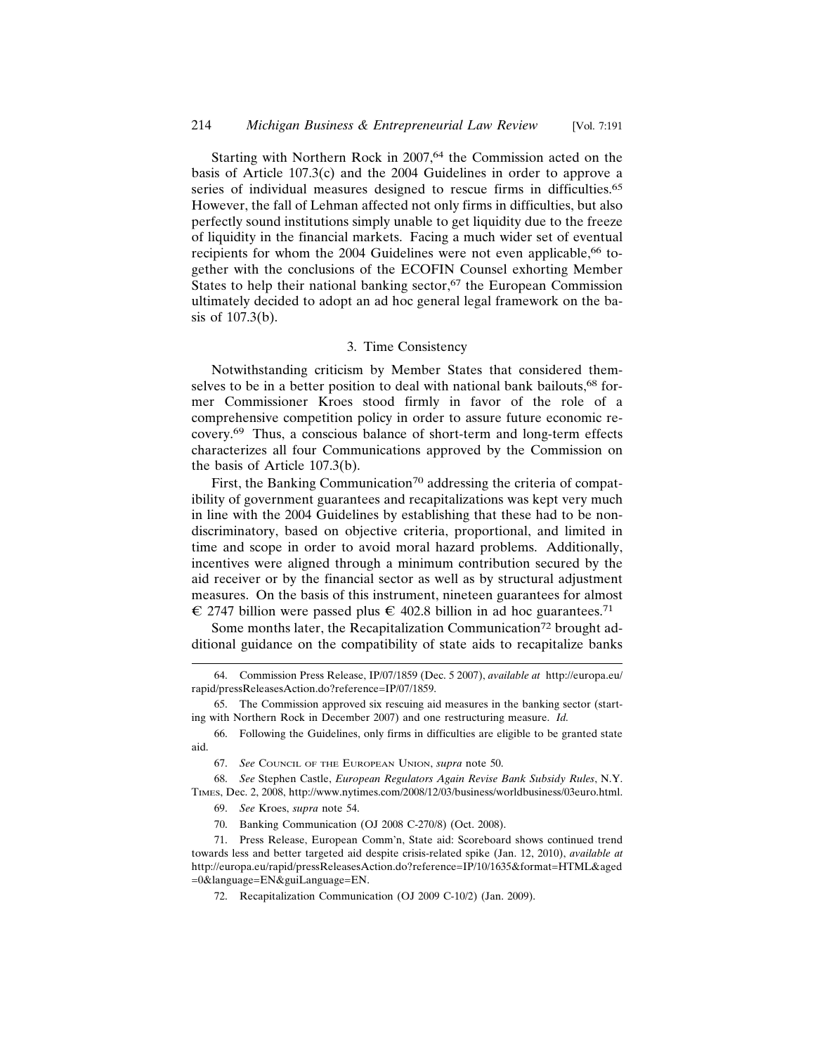Starting with Northern Rock in 2007,[64] the Commission acted on the basis of Article 107.3(c) and the 2004 Guidelines in order to approve a series of individual measures designed to rescue firms in difficulties.[65] However, the fall of Lehman affected not only firms in difficulties, but also perfectly sound institutions simply unable to get liquidity due to the freeze of liquidity in the financial markets. Facing a much wider set of eventual recipients for whom the 2004 Guidelines were not even applicable,[66] together with the conclusions of the ECOFIN Counsel exhorting Member States to help their national banking sector,[67] the European Commission ultimately decided to adopt an ad hoc general legal framework on the basis of 107.3(b).

### 3. Time Consistency

Notwithstanding criticism by Member States that considered themselves to be in a better position to deal with national bank bailouts,[68] former Commissioner Kroes stood firmly in favor of the role of a comprehensive competition policy in order to assure future economic recovery.[69] Thus, a conscious balance of short-term and long-term effects characterizes all four Communications approved by the Commission on the basis of Article 107.3(b).

First, the Banking Communication[70] addressing the criteria of compatibility of government guarantees and recapitalizations was kept very much in line with the 2004 Guidelines by establishing that these had to be non-discriminatory, based on objective criteria, proportional, and limited in time and scope in order to avoid moral hazard problems. Additionally, incentives were aligned through a minimum contribution secured by the aid receiver or by the financial sector as well as by structural adjustment measures. On the basis of this instrument, nineteen guarantees for almost € 2747 billion were passed plus € 402.8 billion in ad hoc guarantees.[71]

Some months later, the Recapitalization Communication[72] brought additional guidance on the compatibility of state aids to recapitalize banks

---

64. Commission Press Release, IP/07/1859 (Dec. 5 2007), *available at* http://europa.eu/rapid/pressReleasesAction.do?reference=IP/07/1859.

65. The Commission approved six rescuing aid measures in the banking sector (starting with Northern Rock in December 2007) and one restructuring measure. *Id.*

66. Following the Guidelines, only firms in difficulties are eligible to be granted state aid.

67. *See* Council of the European Union, *supra* note 50.

68. *See* Stephen Castle, *European Regulators Again Revise Bank Subsidy Rules*, N.Y. Times, Dec. 2, 2008, http://www.nytimes.com/2008/12/03/business/worldbusiness/03euro.html.

69. *See* Kroes, *supra* note 54.

70. Banking Communication (OJ 2008 C-270/8) (Oct. 2008).

71. Press Release, European Comm'n, State aid: Scoreboard shows continued trend towards less and better targeted aid despite crisis-related spike (Jan. 12, 2010), *available at* http://europa.eu/rapid/pressReleasesAction.do?reference=IP/10/1635&format=HTML&aged=0&language=EN&guiLanguage=EN.

72. Recapitalization Communication (OJ 2009 C-10/2) (Jan. 2009).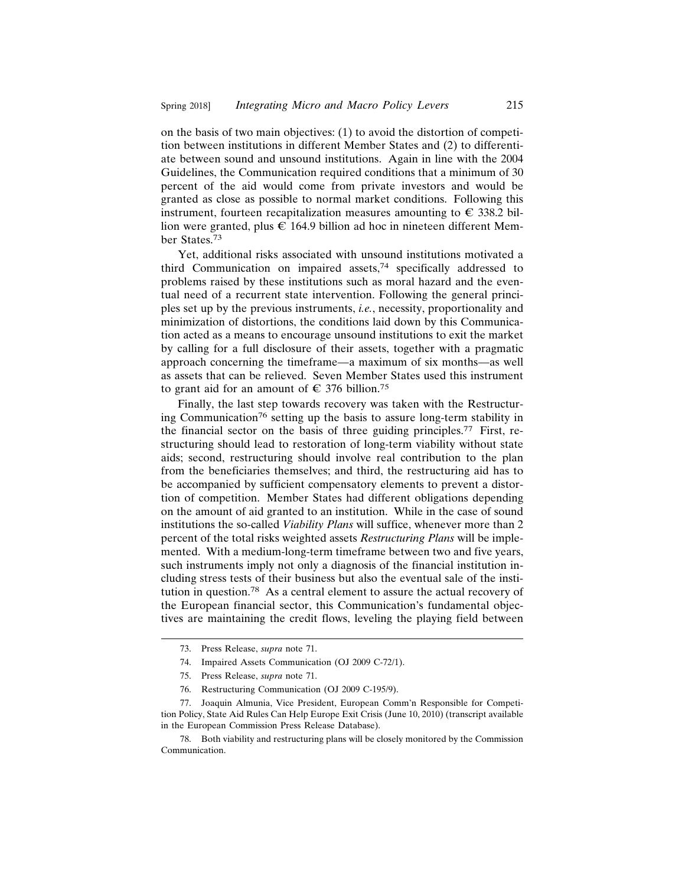on the basis of two main objectives: (1) to avoid the distortion of competition between institutions in different Member States and (2) to differentiate between sound and unsound institutions. Again in line with the 2004 Guidelines, the Communication required conditions that a minimum of 30 percent of the aid would come from private investors and would be granted as close as possible to normal market conditions. Following this instrument, fourteen recapitalization measures amounting to € 338.2 billion were granted, plus € 164.9 billion ad hoc in nineteen different Member States.[73]

Yet, additional risks associated with unsound institutions motivated a third Communication on impaired assets,[74] specifically addressed to problems raised by these institutions such as moral hazard and the eventual need of a recurrent state intervention. Following the general principles set up by the previous instruments, *i.e.*, necessity, proportionality and minimization of distortions, the conditions laid down by this Communication acted as a means to encourage unsound institutions to exit the market by calling for a full disclosure of their assets, together with a pragmatic approach concerning the timeframe—a maximum of six months—as well as assets that can be relieved. Seven Member States used this instrument to grant aid for an amount of € 376 billion.[75]

Finally, the last step towards recovery was taken with the Restructuring Communication[76] setting up the basis to assure long-term stability in the financial sector on the basis of three guiding principles.[77] First, restructuring should lead to restoration of long-term viability without state aids; second, restructuring should involve real contribution to the plan from the beneficiaries themselves; and third, the restructuring aid has to be accompanied by sufficient compensatory elements to prevent a distortion of competition. Member States had different obligations depending on the amount of aid granted to an institution. While in the case of sound institutions the so-called *Viability Plans* will suffice, whenever more than 2 percent of the total risks weighted assets *Restructuring Plans* will be implemented. With a medium-long-term timeframe between two and five years, such instruments imply not only a diagnosis of the financial institution including stress tests of their business but also the eventual sale of the institution in question.[78] As a central element to assure the actual recovery of the European financial sector, this Communication's fundamental objectives are maintaining the credit flows, leveling the playing field between

73. Press Release, *supra* note 71.

74. Impaired Assets Communication (OJ 2009 C-72/1).

75. Press Release, *supra* note 71.

76. Restructuring Communication (OJ 2009 C-195/9).

77. Joaquin Almunia, Vice President, European Comm'n Responsible for Competition Policy, State Aid Rules Can Help Europe Exit Crisis (June 10, 2010) (transcript available in the European Commission Press Release Database).

78. Both viability and restructuring plans will be closely monitored by the Commission Communication.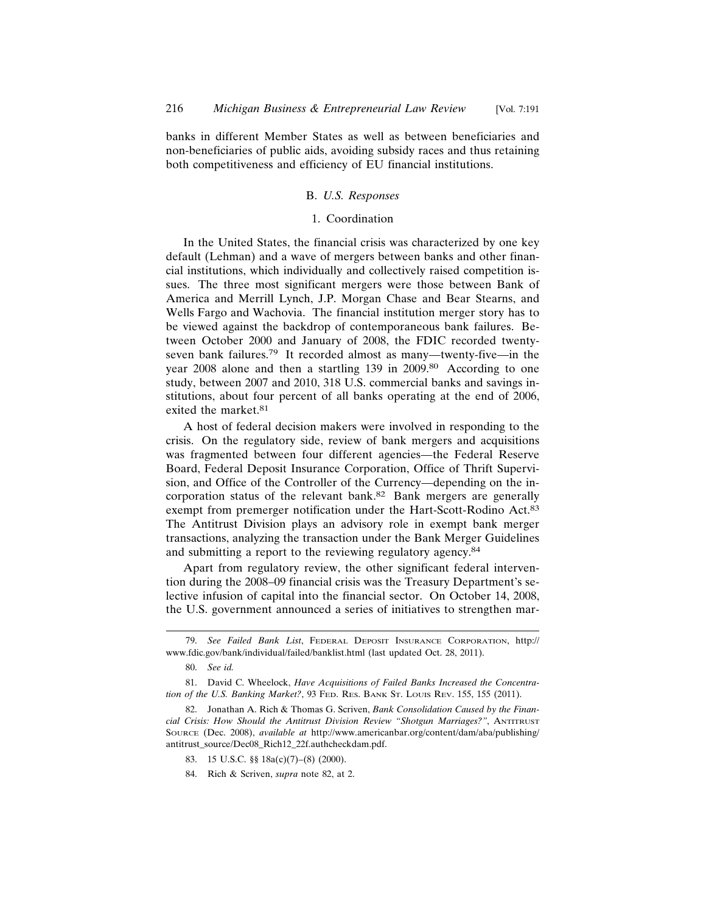banks in different Member States as well as between beneficiaries and non-beneficiaries of public aids, avoiding subsidy races and thus retaining both competitiveness and efficiency of EU financial institutions.

### B. *U.S. Responses*

#### 1. Coordination

In the United States, the financial crisis was characterized by one key default (Lehman) and a wave of mergers between banks and other financial institutions, which individually and collectively raised competition issues. The three most significant mergers were those between Bank of America and Merrill Lynch, J.P. Morgan Chase and Bear Stearns, and Wells Fargo and Wachovia. The financial institution merger story has to be viewed against the backdrop of contemporaneous bank failures. Between October 2000 and January of 2008, the FDIC recorded twenty-seven bank failures.[79] It recorded almost as many—twenty-five—in the year 2008 alone and then a startling 139 in 2009.[80] According to one study, between 2007 and 2010, 318 U.S. commercial banks and savings institutions, about four percent of all banks operating at the end of 2006, exited the market.[81]

A host of federal decision makers were involved in responding to the crisis. On the regulatory side, review of bank mergers and acquisitions was fragmented between four different agencies—the Federal Reserve Board, Federal Deposit Insurance Corporation, Office of Thrift Supervision, and Office of the Controller of the Currency—depending on the incorporation status of the relevant bank.[82] Bank mergers are generally exempt from premerger notification under the Hart-Scott-Rodino Act.[83] The Antitrust Division plays an advisory role in exempt bank merger transactions, analyzing the transaction under the Bank Merger Guidelines and submitting a report to the reviewing regulatory agency.[84]

Apart from regulatory review, the other significant federal intervention during the 2008–09 financial crisis was the Treasury Department's selective infusion of capital into the financial sector. On October 14, 2008, the U.S. government announced a series of initiatives to strengthen mar-

---

79. *See Failed Bank List*, Federal Deposit Insurance Corporation, http://www.fdic.gov/bank/individual/failed/banklist.html (last updated Oct. 28, 2011).

80. *See id.*

81. David C. Wheelock, *Have Acquisitions of Failed Banks Increased the Concentration of the U.S. Banking Market?*, 93 Fed. Res. Bank St. Louis Rev. 155, 155 (2011).

82. Jonathan A. Rich & Thomas G. Scriven, *Bank Consolidation Caused by the Financial Crisis: How Should the Antitrust Division Review "Shotgun Marriages?"*, Antitrust Source (Dec. 2008), *available at* http://www.americanbar.org/content/dam/aba/publishing/antitrust_source/Dec08_Rich12_22f.authcheckdam.pdf.

83. 15 U.S.C. §§ 18a(c)(7)–(8) (2000).

84. Rich & Scriven, *supra* note 82, at 2.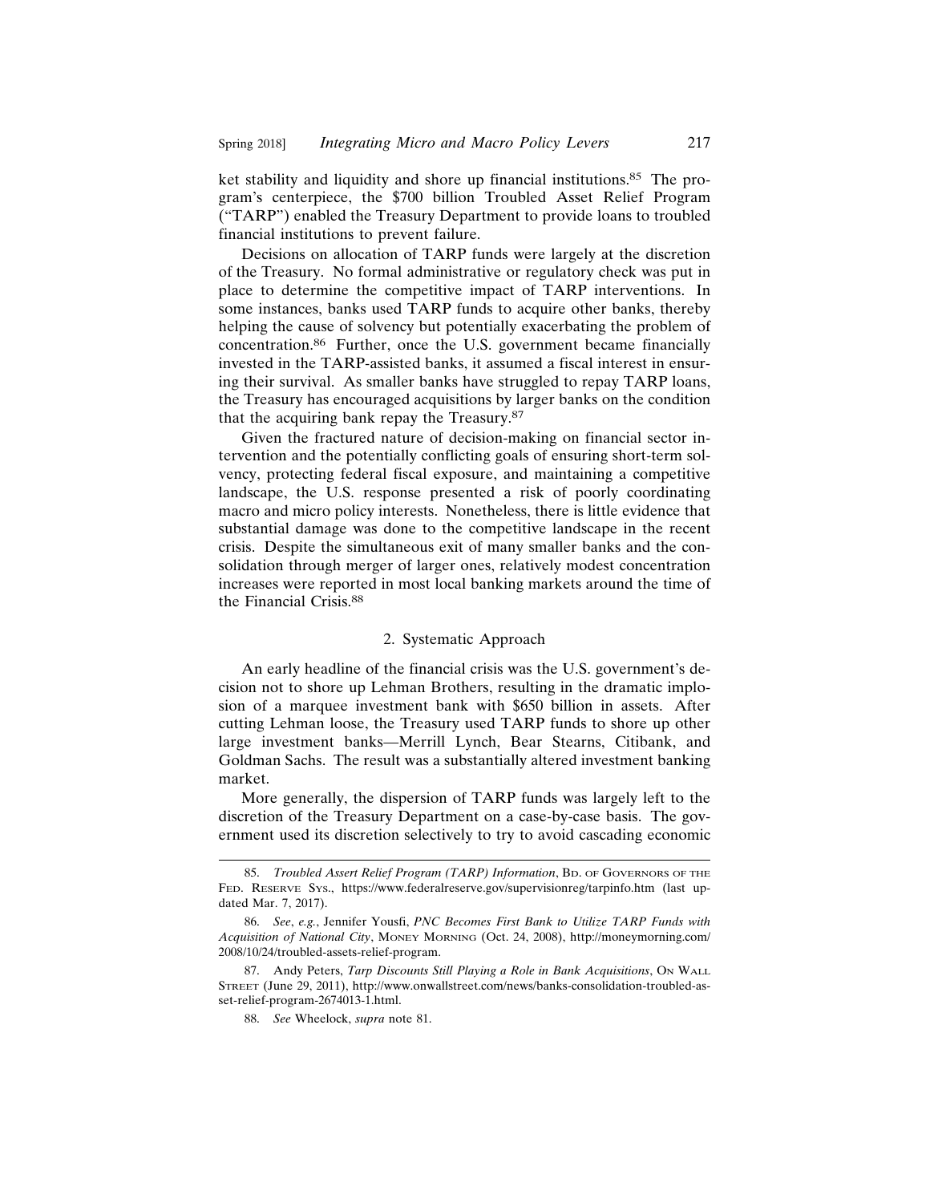ket stability and liquidity and shore up financial institutions.[85] The program's centerpiece, the $700 billion Troubled Asset Relief Program ("TARP") enabled the Treasury Department to provide loans to troubled financial institutions to prevent failure.

Decisions on allocation of TARP funds were largely at the discretion of the Treasury. No formal administrative or regulatory check was put in place to determine the competitive impact of TARP interventions. In some instances, banks used TARP funds to acquire other banks, thereby helping the cause of solvency but potentially exacerbating the problem of concentration.[86] Further, once the U.S. government became financially invested in the TARP-assisted banks, it assumed a fiscal interest in ensuring their survival. As smaller banks have struggled to repay TARP loans, the Treasury has encouraged acquisitions by larger banks on the condition that the acquiring bank repay the Treasury.[87]

Given the fractured nature of decision-making on financial sector intervention and the potentially conflicting goals of ensuring short-term solvency, protecting federal fiscal exposure, and maintaining a competitive landscape, the U.S. response presented a risk of poorly coordinating macro and micro policy interests. Nonetheless, there is little evidence that substantial damage was done to the competitive landscape in the recent crisis. Despite the simultaneous exit of many smaller banks and the consolidation through merger of larger ones, relatively modest concentration increases were reported in most local banking markets around the time of the Financial Crisis.[88]

#### 2. Systematic Approach

An early headline of the financial crisis was the U.S. government's decision not to shore up Lehman Brothers, resulting in the dramatic implosion of a marquee investment bank with $650 billion in assets. After cutting Lehman loose, the Treasury used TARP funds to shore up other large investment banks—Merrill Lynch, Bear Stearns, Citibank, and Goldman Sachs. The result was a substantially altered investment banking market.

More generally, the dispersion of TARP funds was largely left to the discretion of the Treasury Department on a case-by-case basis. The government used its discretion selectively to try to avoid cascading economic

---

85. *Troubled Assert Relief Program (TARP) Information*, Bd. of Governors of the Fed. Reserve Sys., https://www.federalreserve.gov/supervisionreg/tarpinfo.htm (last updated Mar. 7, 2017).

86. *See*, *e.g.*, Jennifer Yousfi, *PNC Becomes First Bank to Utilize TARP Funds with Acquisition of National City*, Money Morning (Oct. 24, 2008), http://moneymorning.com/2008/10/24/troubled-assets-relief-program.

87. Andy Peters, *Tarp Discounts Still Playing a Role in Bank Acquisitions*, On Wall Street (June 29, 2011), http://www.onwallstreet.com/news/banks-consolidation-troubled-asset-relief-program-2674013-1.html.

88. *See* Wheelock, *supra* note 81.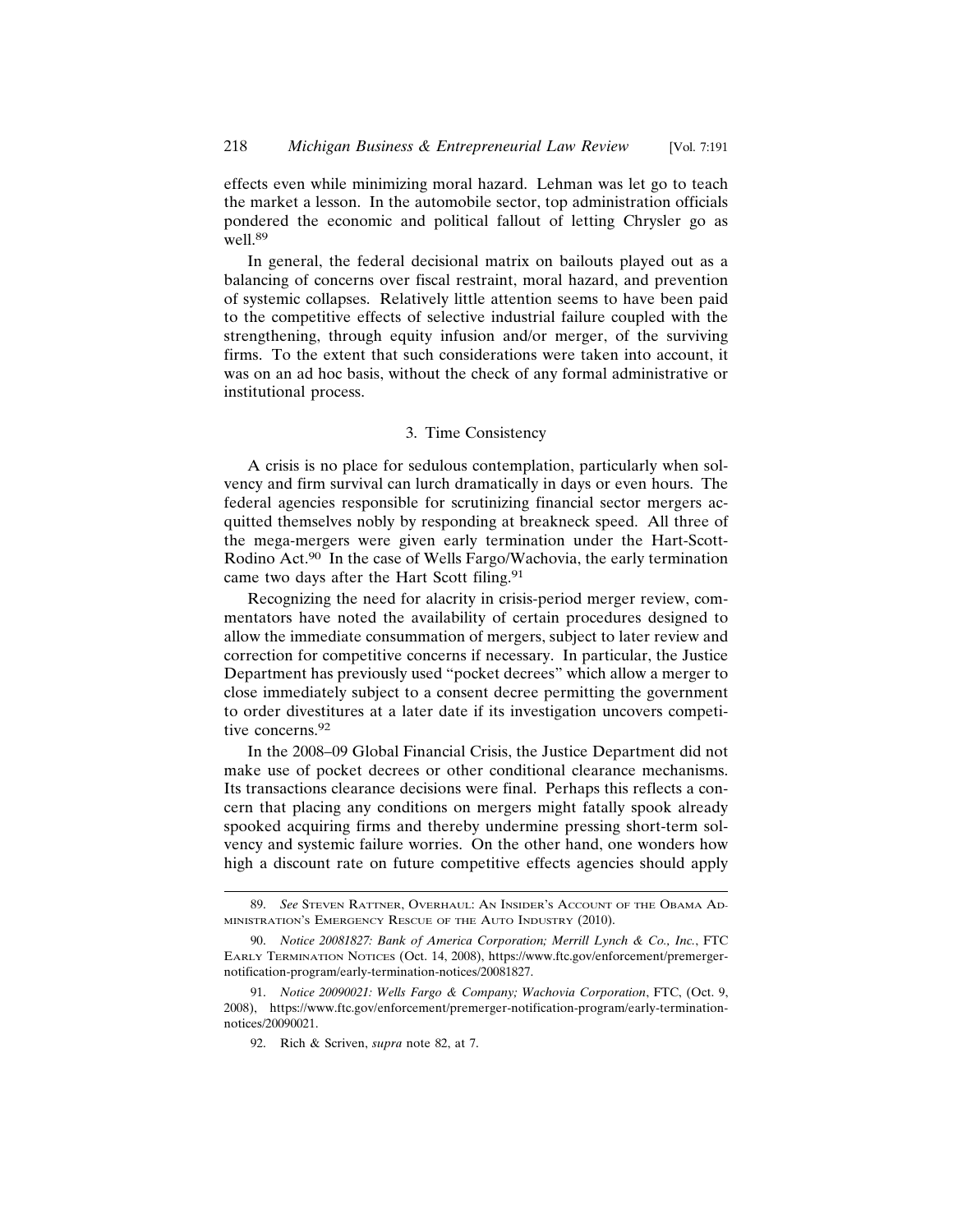effects even while minimizing moral hazard. Lehman was let go to teach the market a lesson. In the automobile sector, top administration officials pondered the economic and political fallout of letting Chrysler go as well.[89]

In general, the federal decisional matrix on bailouts played out as a balancing of concerns over fiscal restraint, moral hazard, and prevention of systemic collapses. Relatively little attention seems to have been paid to the competitive effects of selective industrial failure coupled with the strengthening, through equity infusion and/or merger, of the surviving firms. To the extent that such considerations were taken into account, it was on an ad hoc basis, without the check of any formal administrative or institutional process.

### 3. Time Consistency

A crisis is no place for sedulous contemplation, particularly when solvency and firm survival can lurch dramatically in days or even hours. The federal agencies responsible for scrutinizing financial sector mergers acquitted themselves nobly by responding at breakneck speed. All three of the mega-mergers were given early termination under the Hart-Scott-Rodino Act.[90] In the case of Wells Fargo/Wachovia, the early termination came two days after the Hart Scott filing.[91]

Recognizing the need for alacrity in crisis-period merger review, commentators have noted the availability of certain procedures designed to allow the immediate consummation of mergers, subject to later review and correction for competitive concerns if necessary. In particular, the Justice Department has previously used "pocket decrees" which allow a merger to close immediately subject to a consent decree permitting the government to order divestitures at a later date if its investigation uncovers competitive concerns.[92]

In the 2008–09 Global Financial Crisis, the Justice Department did not make use of pocket decrees or other conditional clearance mechanisms. Its transactions clearance decisions were final. Perhaps this reflects a concern that placing any conditions on mergers might fatally spook already spooked acquiring firms and thereby undermine pressing short-term solvency and systemic failure worries. On the other hand, one wonders how high a discount rate on future competitive effects agencies should apply

---

89. *See* Steven Rattner, Overhaul: An Insider's Account of the Obama Administration's Emergency Rescue of the Auto Industry (2010).

90. *Notice 20081827: Bank of America Corporation; Merrill Lynch & Co., Inc.*, FTC Early Termination Notices (Oct. 14, 2008), https://www.ftc.gov/enforcement/premerger-notification-program/early-termination-notices/20081827.

91. *Notice 20090021: Wells Fargo & Company; Wachovia Corporation*, FTC, (Oct. 9, 2008), https://www.ftc.gov/enforcement/premerger-notification-program/early-termination-notices/20090021.

92. Rich & Scriven, *supra* note 82, at 7.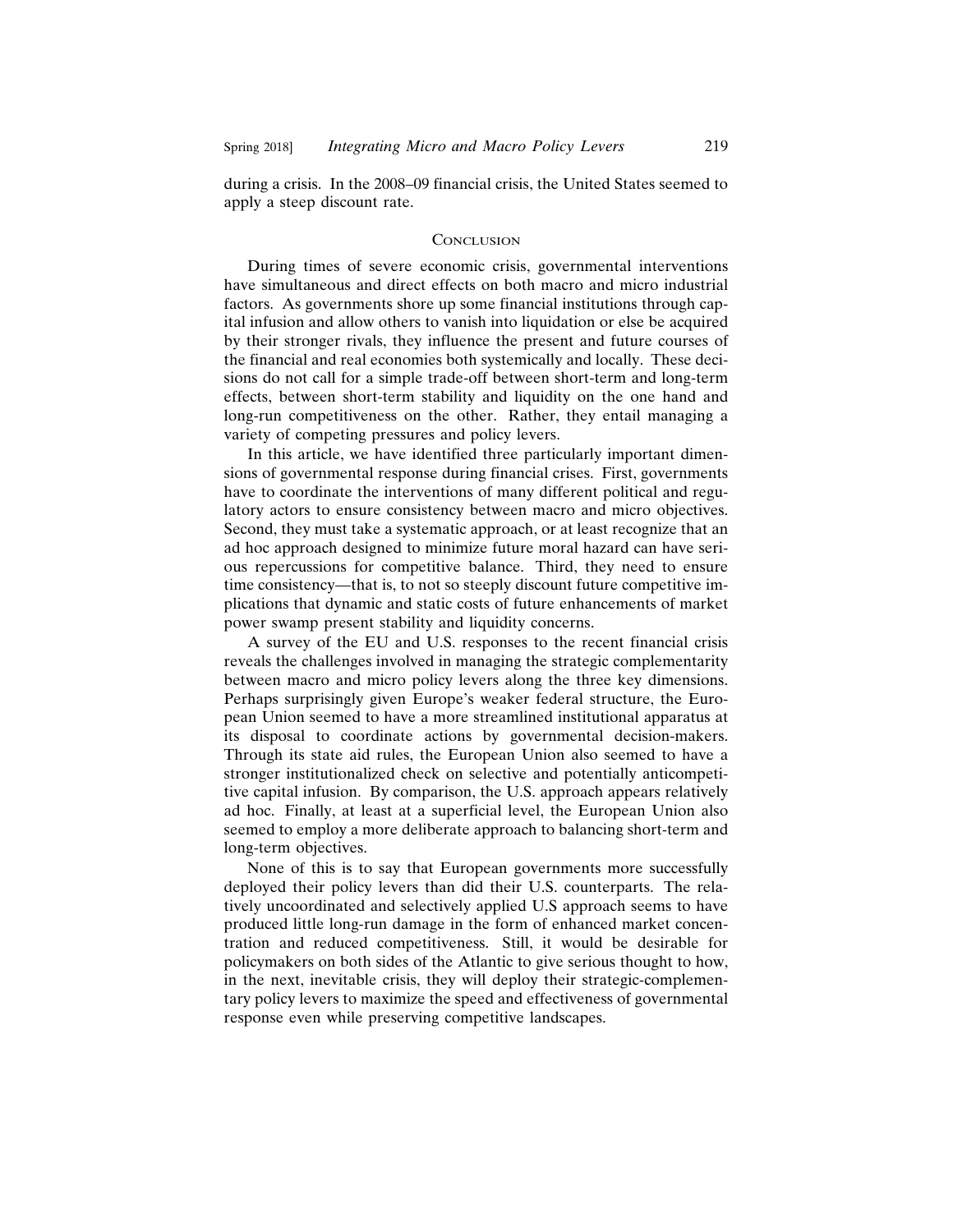during a crisis. In the 2008–09 financial crisis, the United States seemed to apply a steep discount rate.

## Conclusion

During times of severe economic crisis, governmental interventions have simultaneous and direct effects on both macro and micro industrial factors. As governments shore up some financial institutions through capital infusion and allow others to vanish into liquidation or else be acquired by their stronger rivals, they influence the present and future courses of the financial and real economies both systemically and locally. These decisions do not call for a simple trade-off between short-term and long-term effects, between short-term stability and liquidity on the one hand and long-run competitiveness on the other. Rather, they entail managing a variety of competing pressures and policy levers.

In this article, we have identified three particularly important dimensions of governmental response during financial crises. First, governments have to coordinate the interventions of many different political and regulatory actors to ensure consistency between macro and micro objectives. Second, they must take a systematic approach, or at least recognize that an ad hoc approach designed to minimize future moral hazard can have serious repercussions for competitive balance. Third, they need to ensure time consistency—that is, to not so steeply discount future competitive implications that dynamic and static costs of future enhancements of market power swamp present stability and liquidity concerns.

A survey of the EU and U.S. responses to the recent financial crisis reveals the challenges involved in managing the strategic complementarity between macro and micro policy levers along the three key dimensions. Perhaps surprisingly given Europe's weaker federal structure, the European Union seemed to have a more streamlined institutional apparatus at its disposal to coordinate actions by governmental decision-makers. Through its state aid rules, the European Union also seemed to have a stronger institutionalized check on selective and potentially anticompetitive capital infusion. By comparison, the U.S. approach appears relatively ad hoc. Finally, at least at a superficial level, the European Union also seemed to employ a more deliberate approach to balancing short-term and long-term objectives.

None of this is to say that European governments more successfully deployed their policy levers than did their U.S. counterparts. The relatively uncoordinated and selectively applied U.S approach seems to have produced little long-run damage in the form of enhanced market concentration and reduced competitiveness. Still, it would be desirable for policymakers on both sides of the Atlantic to give serious thought to how, in the next, inevitable crisis, they will deploy their strategic-complementary policy levers to maximize the speed and effectiveness of governmental response even while preserving competitive landscapes.